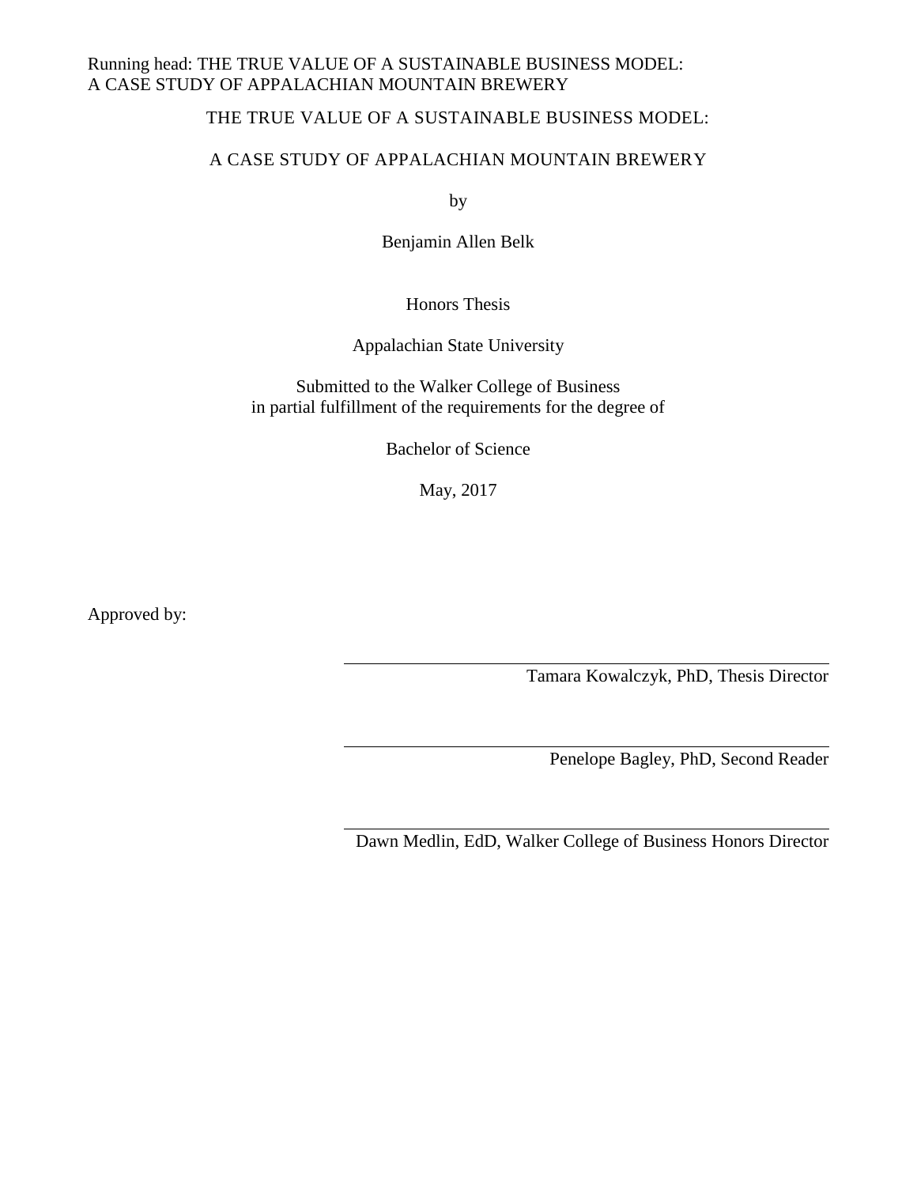# THE TRUE VALUE OF A SUSTAINABLE BUSINESS MODEL:

# A CASE STUDY OF APPALACHIAN MOUNTAIN BREWERY

by

Benjamin Allen Belk

Honors Thesis

Appalachian State University

Submitted to the Walker College of Business
in partial fulfillment of the requirements for the degree of

Bachelor of Science

May, 2017

Approved by:

Tamara Kowalczyk, PhD, Thesis Director

Penelope Bagley, PhD, Second Reader

Dawn Medlin, EdD, Walker College of Business Honors Director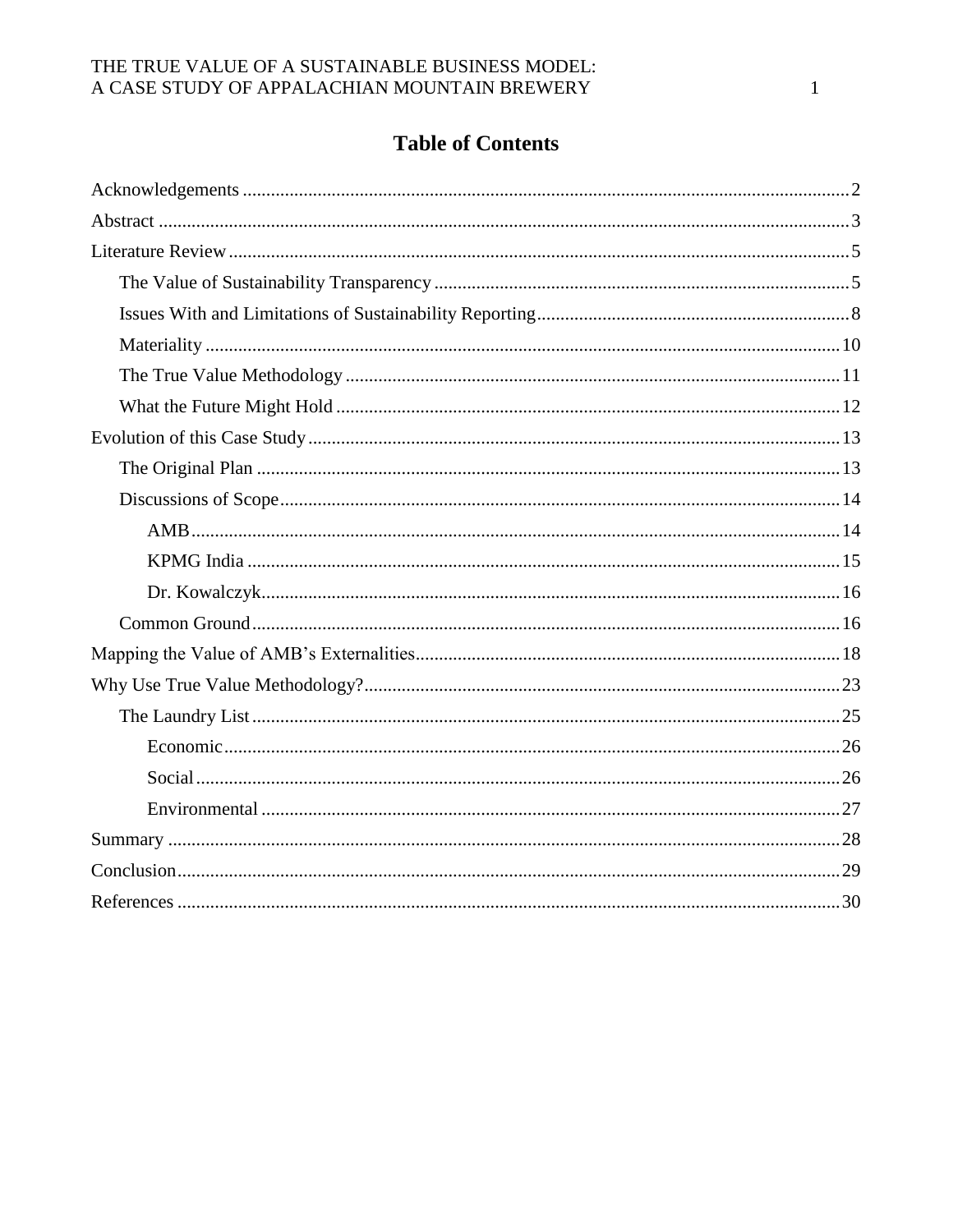# Table of Contents

- Acknowledgements ..... 2
- Abstract ..... 3
- Literature Review ..... 5
  - The Value of Sustainability Transparency ..... 5
  - Issues With and Limitations of Sustainability Reporting ..... 8
  - Materiality ..... 10
  - The True Value Methodology ..... 11
  - What the Future Might Hold ..... 12
- Evolution of this Case Study ..... 13
  - The Original Plan ..... 13
  - Discussions of Scope ..... 14
    - AMB ..... 14
    - KPMG India ..... 15
    - Dr. Kowalczyk ..... 16
  - Common Ground ..... 16
- Mapping the Value of AMB's Externalities ..... 18
- Why Use True Value Methodology? ..... 23
  - The Laundry List ..... 25
    - Economic ..... 26
    - Social ..... 26
    - Environmental ..... 27
- Summary ..... 28
- Conclusion ..... 29
- References ..... 30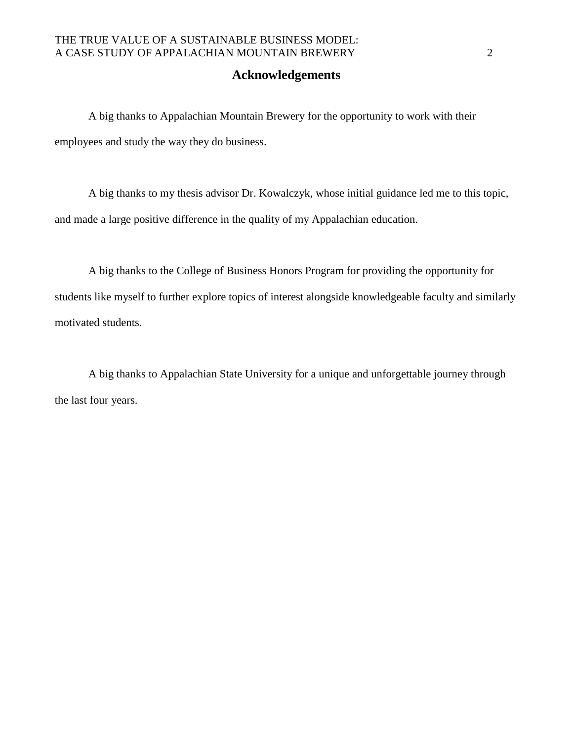# Acknowledgements

A big thanks to Appalachian Mountain Brewery for the opportunity to work with their employees and study the way they do business.

A big thanks to my thesis advisor Dr. Kowalczyk, whose initial guidance led me to this topic, and made a large positive difference in the quality of my Appalachian education.

A big thanks to the College of Business Honors Program for providing the opportunity for students like myself to further explore topics of interest alongside knowledgeable faculty and similarly motivated students.

A big thanks to Appalachian State University for a unique and unforgettable journey through the last four years.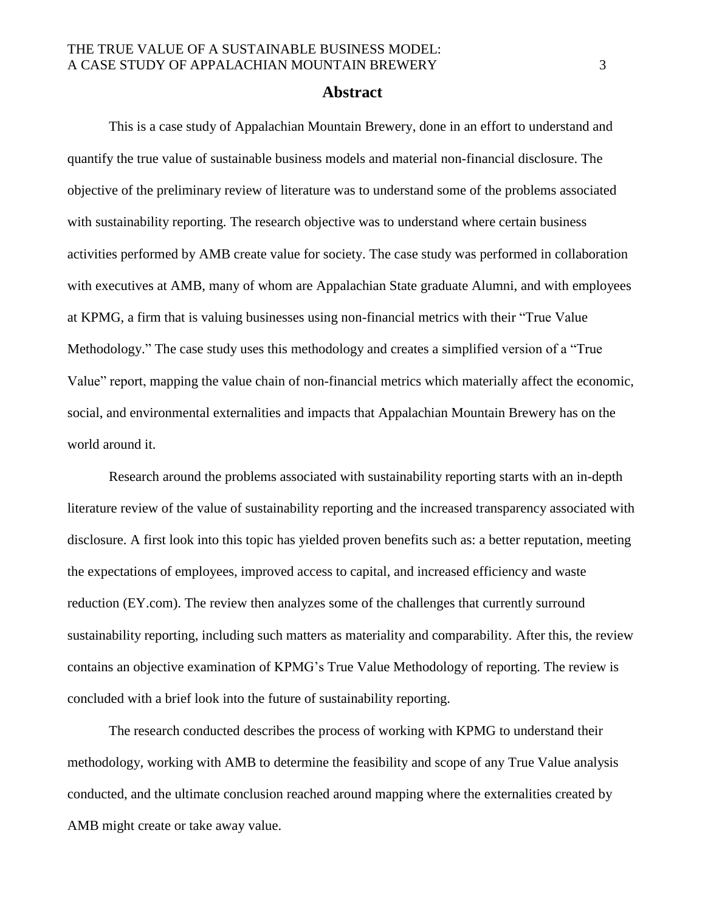# Abstract

This is a case study of Appalachian Mountain Brewery, done in an effort to understand and quantify the true value of sustainable business models and material non-financial disclosure. The objective of the preliminary review of literature was to understand some of the problems associated with sustainability reporting. The research objective was to understand where certain business activities performed by AMB create value for society. The case study was performed in collaboration with executives at AMB, many of whom are Appalachian State graduate Alumni, and with employees at KPMG, a firm that is valuing businesses using non-financial metrics with their "True Value Methodology." The case study uses this methodology and creates a simplified version of a "True Value" report, mapping the value chain of non-financial metrics which materially affect the economic, social, and environmental externalities and impacts that Appalachian Mountain Brewery has on the world around it.

Research around the problems associated with sustainability reporting starts with an in-depth literature review of the value of sustainability reporting and the increased transparency associated with disclosure. A first look into this topic has yielded proven benefits such as: a better reputation, meeting the expectations of employees, improved access to capital, and increased efficiency and waste reduction (EY.com). The review then analyzes some of the challenges that currently surround sustainability reporting, including such matters as materiality and comparability. After this, the review contains an objective examination of KPMG's True Value Methodology of reporting. The review is concluded with a brief look into the future of sustainability reporting.

The research conducted describes the process of working with KPMG to understand their methodology, working with AMB to determine the feasibility and scope of any True Value analysis conducted, and the ultimate conclusion reached around mapping where the externalities created by AMB might create or take away value.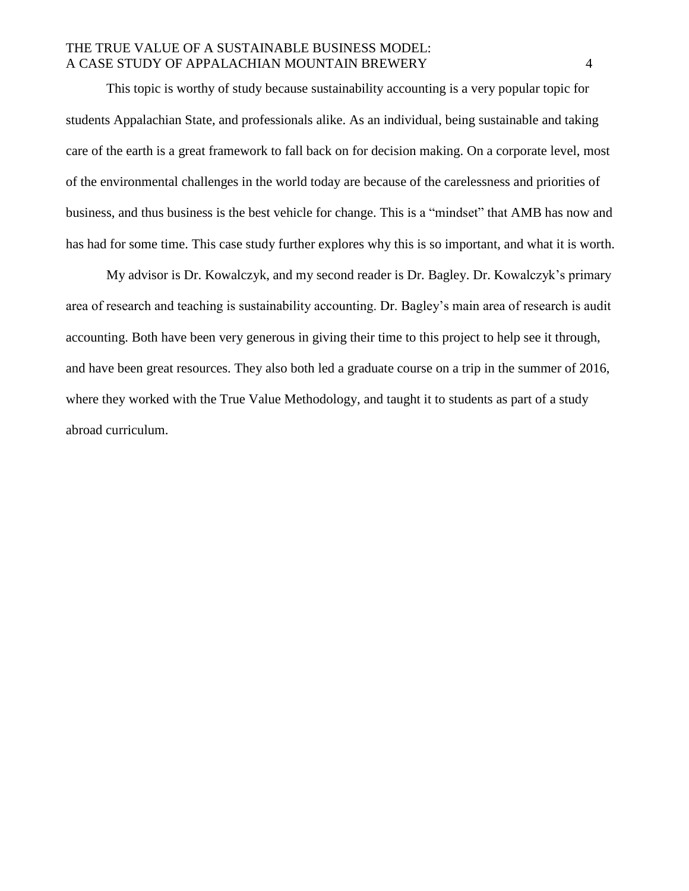This topic is worthy of study because sustainability accounting is a very popular topic for students Appalachian State, and professionals alike. As an individual, being sustainable and taking care of the earth is a great framework to fall back on for decision making. On a corporate level, most of the environmental challenges in the world today are because of the carelessness and priorities of business, and thus business is the best vehicle for change. This is a "mindset" that AMB has now and has had for some time. This case study further explores why this is so important, and what it is worth.

My advisor is Dr. Kowalczyk, and my second reader is Dr. Bagley. Dr. Kowalczyk's primary area of research and teaching is sustainability accounting. Dr. Bagley's main area of research is audit accounting. Both have been very generous in giving their time to this project to help see it through, and have been great resources. They also both led a graduate course on a trip in the summer of 2016, where they worked with the True Value Methodology, and taught it to students as part of a study abroad curriculum.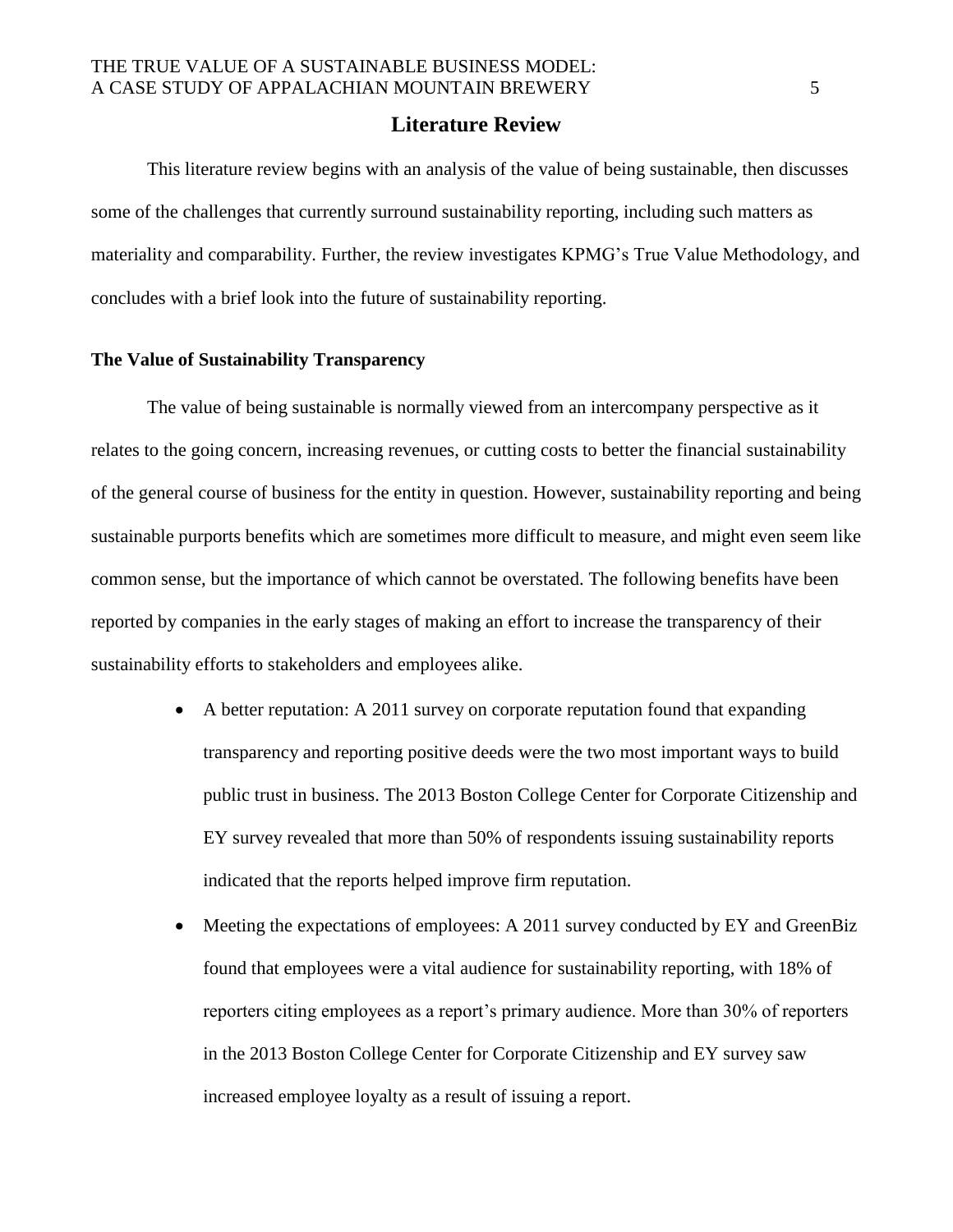# Literature Review

This literature review begins with an analysis of the value of being sustainable, then discusses some of the challenges that currently surround sustainability reporting, including such matters as materiality and comparability. Further, the review investigates KPMG's True Value Methodology, and concludes with a brief look into the future of sustainability reporting.

## The Value of Sustainability Transparency

The value of being sustainable is normally viewed from an intercompany perspective as it relates to the going concern, increasing revenues, or cutting costs to better the financial sustainability of the general course of business for the entity in question. However, sustainability reporting and being sustainable purports benefits which are sometimes more difficult to measure, and might even seem like common sense, but the importance of which cannot be overstated. The following benefits have been reported by companies in the early stages of making an effort to increase the transparency of their sustainability efforts to stakeholders and employees alike.

- A better reputation: A 2011 survey on corporate reputation found that expanding transparency and reporting positive deeds were the two most important ways to build public trust in business. The 2013 Boston College Center for Corporate Citizenship and EY survey revealed that more than 50% of respondents issuing sustainability reports indicated that the reports helped improve firm reputation.
- Meeting the expectations of employees: A 2011 survey conducted by EY and GreenBiz found that employees were a vital audience for sustainability reporting, with 18% of reporters citing employees as a report's primary audience. More than 30% of reporters in the 2013 Boston College Center for Corporate Citizenship and EY survey saw increased employee loyalty as a result of issuing a report.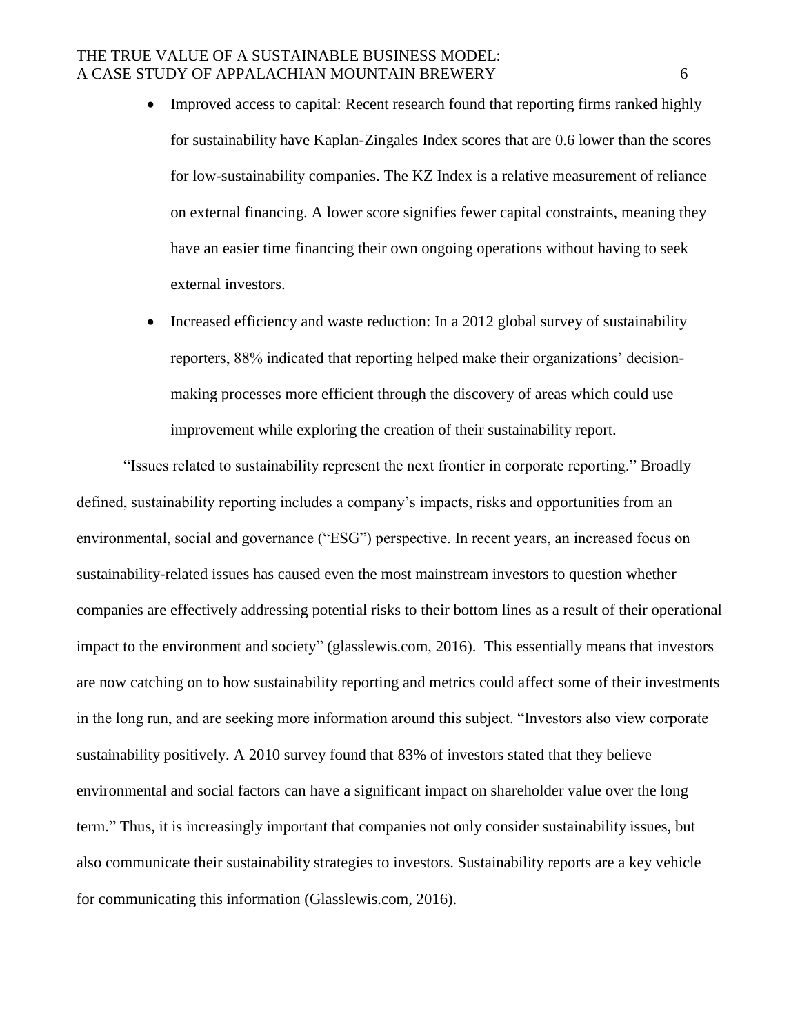- Improved access to capital: Recent research found that reporting firms ranked highly for sustainability have Kaplan-Zingales Index scores that are 0.6 lower than the scores for low-sustainability companies. The KZ Index is a relative measurement of reliance on external financing. A lower score signifies fewer capital constraints, meaning they have an easier time financing their own ongoing operations without having to seek external investors.
- Increased efficiency and waste reduction: In a 2012 global survey of sustainability reporters, 88% indicated that reporting helped make their organizations' decision-making processes more efficient through the discovery of areas which could use improvement while exploring the creation of their sustainability report.

"Issues related to sustainability represent the next frontier in corporate reporting." Broadly defined, sustainability reporting includes a company's impacts, risks and opportunities from an environmental, social and governance ("ESG") perspective. In recent years, an increased focus on sustainability-related issues has caused even the most mainstream investors to question whether companies are effectively addressing potential risks to their bottom lines as a result of their operational impact to the environment and society" (glasslewis.com, 2016). This essentially means that investors are now catching on to how sustainability reporting and metrics could affect some of their investments in the long run, and are seeking more information around this subject. "Investors also view corporate sustainability positively. A 2010 survey found that 83% of investors stated that they believe environmental and social factors can have a significant impact on shareholder value over the long term." Thus, it is increasingly important that companies not only consider sustainability issues, but also communicate their sustainability strategies to investors. Sustainability reports are a key vehicle for communicating this information (Glasslewis.com, 2016).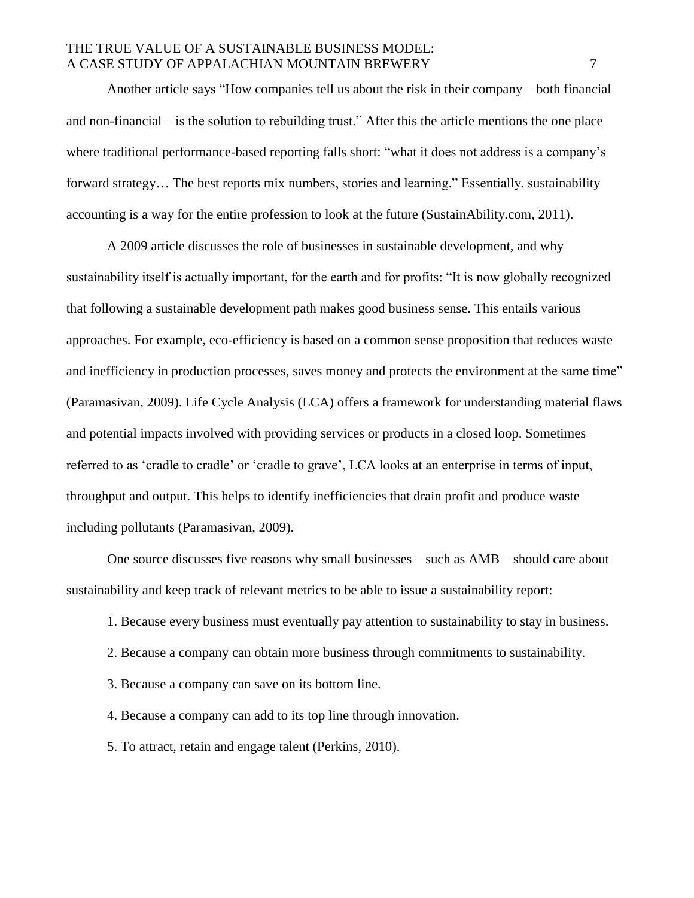Another article says "How companies tell us about the risk in their company – both financial and non-financial – is the solution to rebuilding trust." After this the article mentions the one place where traditional performance-based reporting falls short: "what it does not address is a company's forward strategy… The best reports mix numbers, stories and learning." Essentially, sustainability accounting is a way for the entire profession to look at the future (SustainAbility.com, 2011).

A 2009 article discusses the role of businesses in sustainable development, and why sustainability itself is actually important, for the earth and for profits: "It is now globally recognized that following a sustainable development path makes good business sense. This entails various approaches. For example, eco-efficiency is based on a common sense proposition that reduces waste and inefficiency in production processes, saves money and protects the environment at the same time" (Paramasivan, 2009). Life Cycle Analysis (LCA) offers a framework for understanding material flaws and potential impacts involved with providing services or products in a closed loop. Sometimes referred to as 'cradle to cradle' or 'cradle to grave', LCA looks at an enterprise in terms of input, throughput and output. This helps to identify inefficiencies that drain profit and produce waste including pollutants (Paramasivan, 2009).

One source discusses five reasons why small businesses – such as AMB – should care about sustainability and keep track of relevant metrics to be able to issue a sustainability report:

1. Because every business must eventually pay attention to sustainability to stay in business.
2. Because a company can obtain more business through commitments to sustainability.
3. Because a company can save on its bottom line.
4. Because a company can add to its top line through innovation.
5. To attract, retain and engage talent (Perkins, 2010).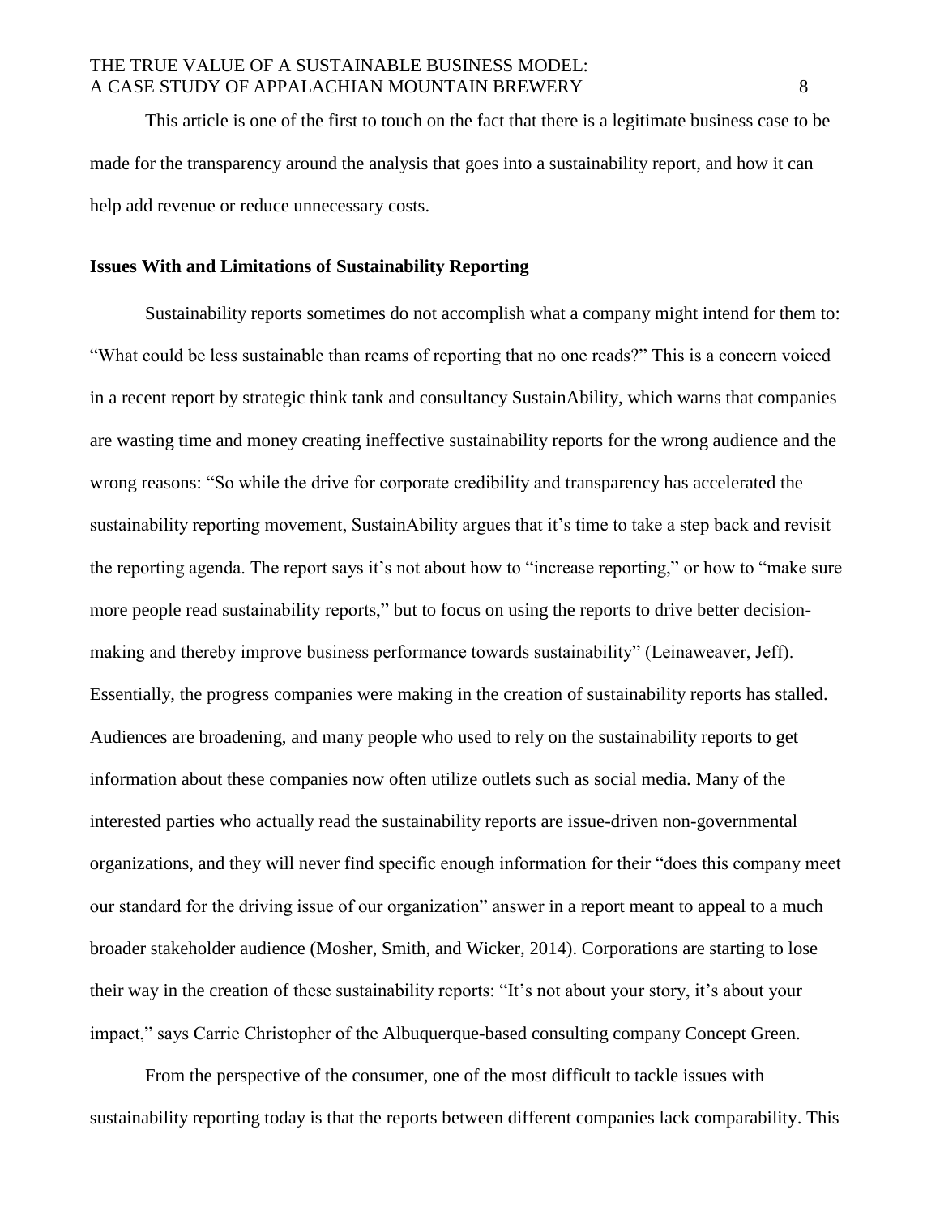This article is one of the first to touch on the fact that there is a legitimate business case to be made for the transparency around the analysis that goes into a sustainability report, and how it can help add revenue or reduce unnecessary costs.

**Issues With and Limitations of Sustainability Reporting**

Sustainability reports sometimes do not accomplish what a company might intend for them to: "What could be less sustainable than reams of reporting that no one reads?" This is a concern voiced in a recent report by strategic think tank and consultancy SustainAbility, which warns that companies are wasting time and money creating ineffective sustainability reports for the wrong audience and the wrong reasons: "So while the drive for corporate credibility and transparency has accelerated the sustainability reporting movement, SustainAbility argues that it's time to take a step back and revisit the reporting agenda. The report says it's not about how to "increase reporting," or how to "make sure more people read sustainability reports," but to focus on using the reports to drive better decision-making and thereby improve business performance towards sustainability" (Leinaweaver, Jeff). Essentially, the progress companies were making in the creation of sustainability reports has stalled. Audiences are broadening, and many people who used to rely on the sustainability reports to get information about these companies now often utilize outlets such as social media. Many of the interested parties who actually read the sustainability reports are issue-driven non-governmental organizations, and they will never find specific enough information for their "does this company meet our standard for the driving issue of our organization" answer in a report meant to appeal to a much broader stakeholder audience (Mosher, Smith, and Wicker, 2014). Corporations are starting to lose their way in the creation of these sustainability reports: "It's not about your story, it's about your impact," says Carrie Christopher of the Albuquerque-based consulting company Concept Green.

From the perspective of the consumer, one of the most difficult to tackle issues with sustainability reporting today is that the reports between different companies lack comparability. This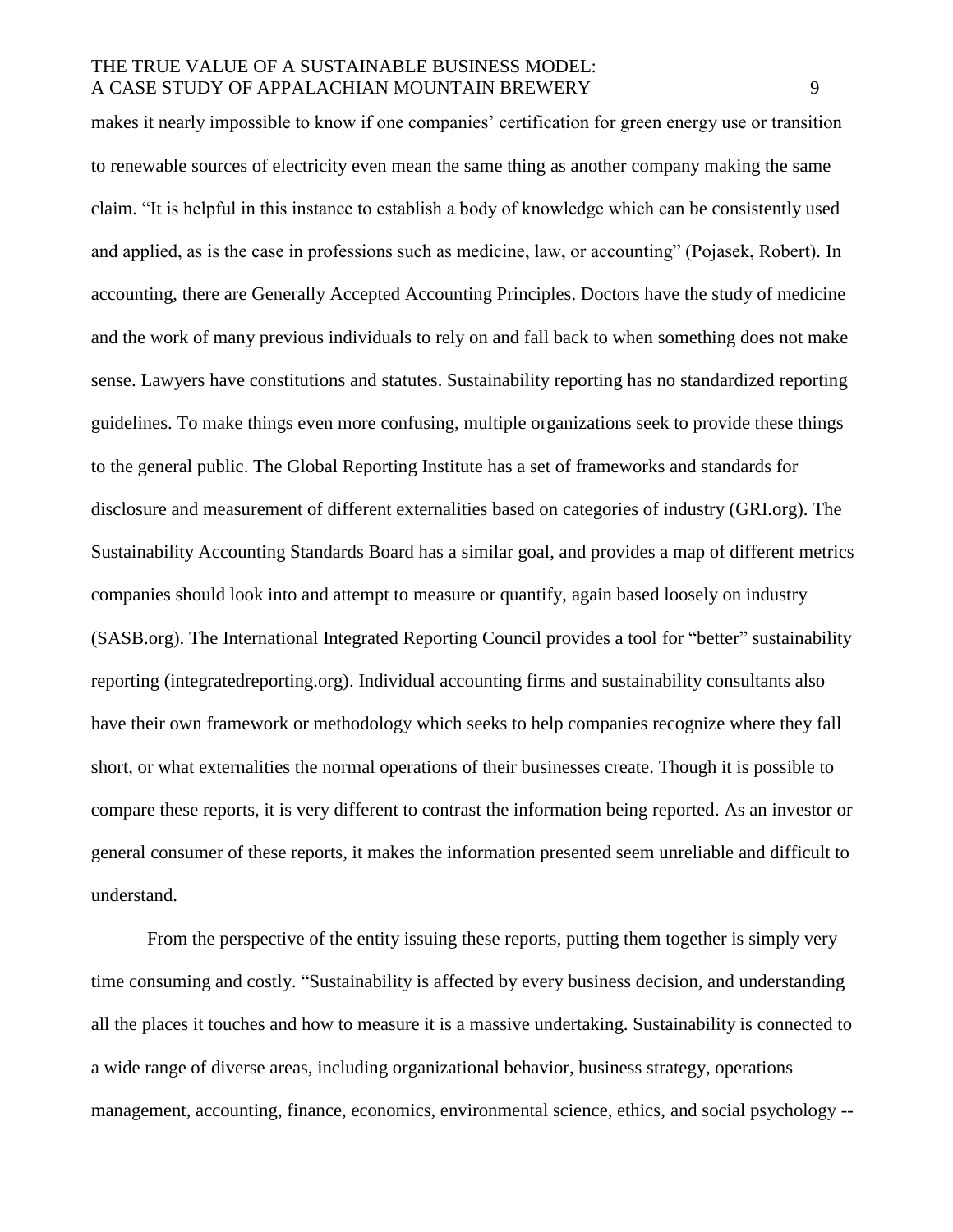makes it nearly impossible to know if one companies' certification for green energy use or transition to renewable sources of electricity even mean the same thing as another company making the same claim. "It is helpful in this instance to establish a body of knowledge which can be consistently used and applied, as is the case in professions such as medicine, law, or accounting" (Pojasek, Robert). In accounting, there are Generally Accepted Accounting Principles. Doctors have the study of medicine and the work of many previous individuals to rely on and fall back to when something does not make sense. Lawyers have constitutions and statutes. Sustainability reporting has no standardized reporting guidelines. To make things even more confusing, multiple organizations seek to provide these things to the general public. The Global Reporting Institute has a set of frameworks and standards for disclosure and measurement of different externalities based on categories of industry (GRI.org). The Sustainability Accounting Standards Board has a similar goal, and provides a map of different metrics companies should look into and attempt to measure or quantify, again based loosely on industry (SASB.org). The International Integrated Reporting Council provides a tool for "better" sustainability reporting (integratedreporting.org). Individual accounting firms and sustainability consultants also have their own framework or methodology which seeks to help companies recognize where they fall short, or what externalities the normal operations of their businesses create. Though it is possible to compare these reports, it is very different to contrast the information being reported. As an investor or general consumer of these reports, it makes the information presented seem unreliable and difficult to understand.

From the perspective of the entity issuing these reports, putting them together is simply very time consuming and costly. "Sustainability is affected by every business decision, and understanding all the places it touches and how to measure it is a massive undertaking. Sustainability is connected to a wide range of diverse areas, including organizational behavior, business strategy, operations management, accounting, finance, economics, environmental science, ethics, and social psychology --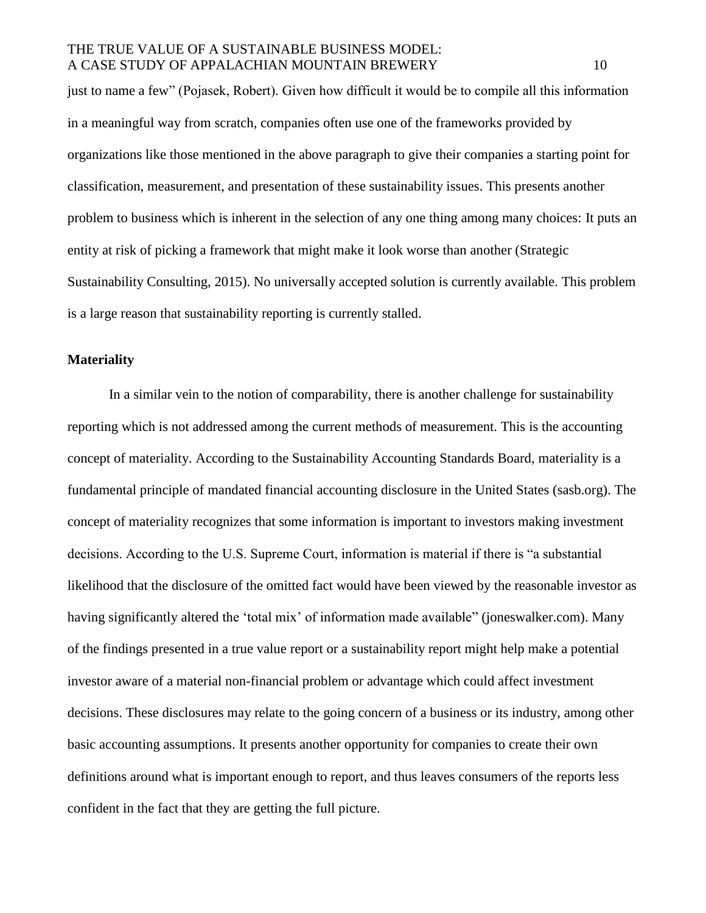just to name a few" (Pojasek, Robert). Given how difficult it would be to compile all this information in a meaningful way from scratch, companies often use one of the frameworks provided by organizations like those mentioned in the above paragraph to give their companies a starting point for classification, measurement, and presentation of these sustainability issues. This presents another problem to business which is inherent in the selection of any one thing among many choices: It puts an entity at risk of picking a framework that might make it look worse than another (Strategic Sustainability Consulting, 2015). No universally accepted solution is currently available. This problem is a large reason that sustainability reporting is currently stalled.

**Materiality**

In a similar vein to the notion of comparability, there is another challenge for sustainability reporting which is not addressed among the current methods of measurement. This is the accounting concept of materiality. According to the Sustainability Accounting Standards Board, materiality is a fundamental principle of mandated financial accounting disclosure in the United States (sasb.org). The concept of materiality recognizes that some information is important to investors making investment decisions. According to the U.S. Supreme Court, information is material if there is "a substantial likelihood that the disclosure of the omitted fact would have been viewed by the reasonable investor as having significantly altered the 'total mix' of information made available" (joneswalker.com). Many of the findings presented in a true value report or a sustainability report might help make a potential investor aware of a material non-financial problem or advantage which could affect investment decisions. These disclosures may relate to the going concern of a business or its industry, among other basic accounting assumptions. It presents another opportunity for companies to create their own definitions around what is important enough to report, and thus leaves consumers of the reports less confident in the fact that they are getting the full picture.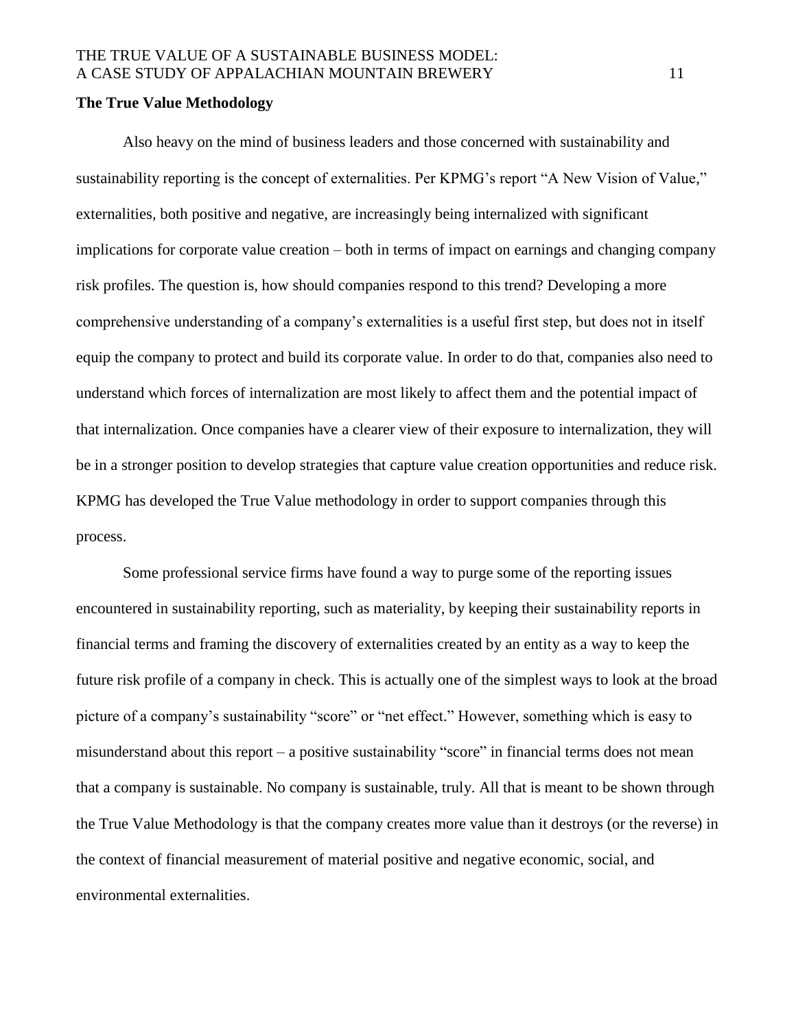**The True Value Methodology**

Also heavy on the mind of business leaders and those concerned with sustainability and sustainability reporting is the concept of externalities. Per KPMG's report "A New Vision of Value," externalities, both positive and negative, are increasingly being internalized with significant implications for corporate value creation – both in terms of impact on earnings and changing company risk profiles. The question is, how should companies respond to this trend? Developing a more comprehensive understanding of a company's externalities is a useful first step, but does not in itself equip the company to protect and build its corporate value. In order to do that, companies also need to understand which forces of internalization are most likely to affect them and the potential impact of that internalization. Once companies have a clearer view of their exposure to internalization, they will be in a stronger position to develop strategies that capture value creation opportunities and reduce risk. KPMG has developed the True Value methodology in order to support companies through this process.

Some professional service firms have found a way to purge some of the reporting issues encountered in sustainability reporting, such as materiality, by keeping their sustainability reports in financial terms and framing the discovery of externalities created by an entity as a way to keep the future risk profile of a company in check. This is actually one of the simplest ways to look at the broad picture of a company's sustainability "score" or "net effect." However, something which is easy to misunderstand about this report – a positive sustainability "score" in financial terms does not mean that a company is sustainable. No company is sustainable, truly. All that is meant to be shown through the True Value Methodology is that the company creates more value than it destroys (or the reverse) in the context of financial measurement of material positive and negative economic, social, and environmental externalities.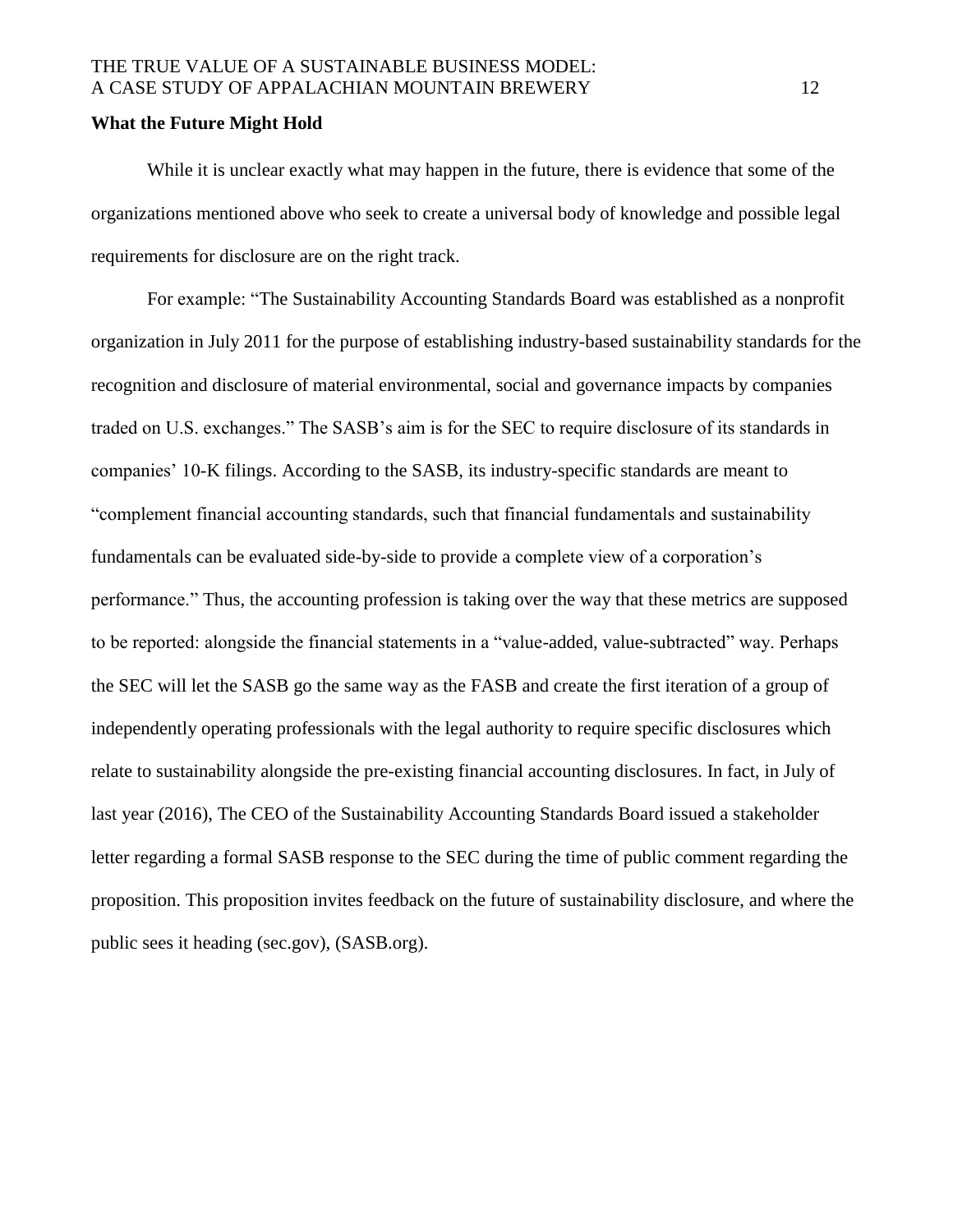## What the Future Might Hold

While it is unclear exactly what may happen in the future, there is evidence that some of the organizations mentioned above who seek to create a universal body of knowledge and possible legal requirements for disclosure are on the right track.

For example: "The Sustainability Accounting Standards Board was established as a nonprofit organization in July 2011 for the purpose of establishing industry-based sustainability standards for the recognition and disclosure of material environmental, social and governance impacts by companies traded on U.S. exchanges." The SASB's aim is for the SEC to require disclosure of its standards in companies' 10-K filings. According to the SASB, its industry-specific standards are meant to "complement financial accounting standards, such that financial fundamentals and sustainability fundamentals can be evaluated side-by-side to provide a complete view of a corporation's performance." Thus, the accounting profession is taking over the way that these metrics are supposed to be reported: alongside the financial statements in a "value-added, value-subtracted" way. Perhaps the SEC will let the SASB go the same way as the FASB and create the first iteration of a group of independently operating professionals with the legal authority to require specific disclosures which relate to sustainability alongside the pre-existing financial accounting disclosures. In fact, in July of last year (2016), The CEO of the Sustainability Accounting Standards Board issued a stakeholder letter regarding a formal SASB response to the SEC during the time of public comment regarding the proposition. This proposition invites feedback on the future of sustainability disclosure, and where the public sees it heading (sec.gov), (SASB.org).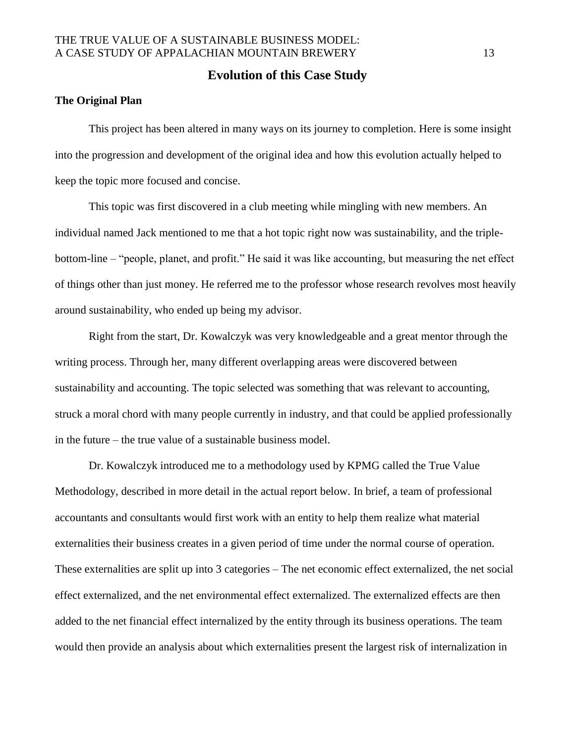## Evolution of this Case Study

### The Original Plan

This project has been altered in many ways on its journey to completion. Here is some insight into the progression and development of the original idea and how this evolution actually helped to keep the topic more focused and concise.

This topic was first discovered in a club meeting while mingling with new members. An individual named Jack mentioned to me that a hot topic right now was sustainability, and the triple-bottom-line – "people, planet, and profit." He said it was like accounting, but measuring the net effect of things other than just money. He referred me to the professor whose research revolves most heavily around sustainability, who ended up being my advisor.

Right from the start, Dr. Kowalczyk was very knowledgeable and a great mentor through the writing process. Through her, many different overlapping areas were discovered between sustainability and accounting. The topic selected was something that was relevant to accounting, struck a moral chord with many people currently in industry, and that could be applied professionally in the future – the true value of a sustainable business model.

Dr. Kowalczyk introduced me to a methodology used by KPMG called the True Value Methodology, described in more detail in the actual report below. In brief, a team of professional accountants and consultants would first work with an entity to help them realize what material externalities their business creates in a given period of time under the normal course of operation. These externalities are split up into 3 categories – The net economic effect externalized, the net social effect externalized, and the net environmental effect externalized. The externalized effects are then added to the net financial effect internalized by the entity through its business operations. The team would then provide an analysis about which externalities present the largest risk of internalization in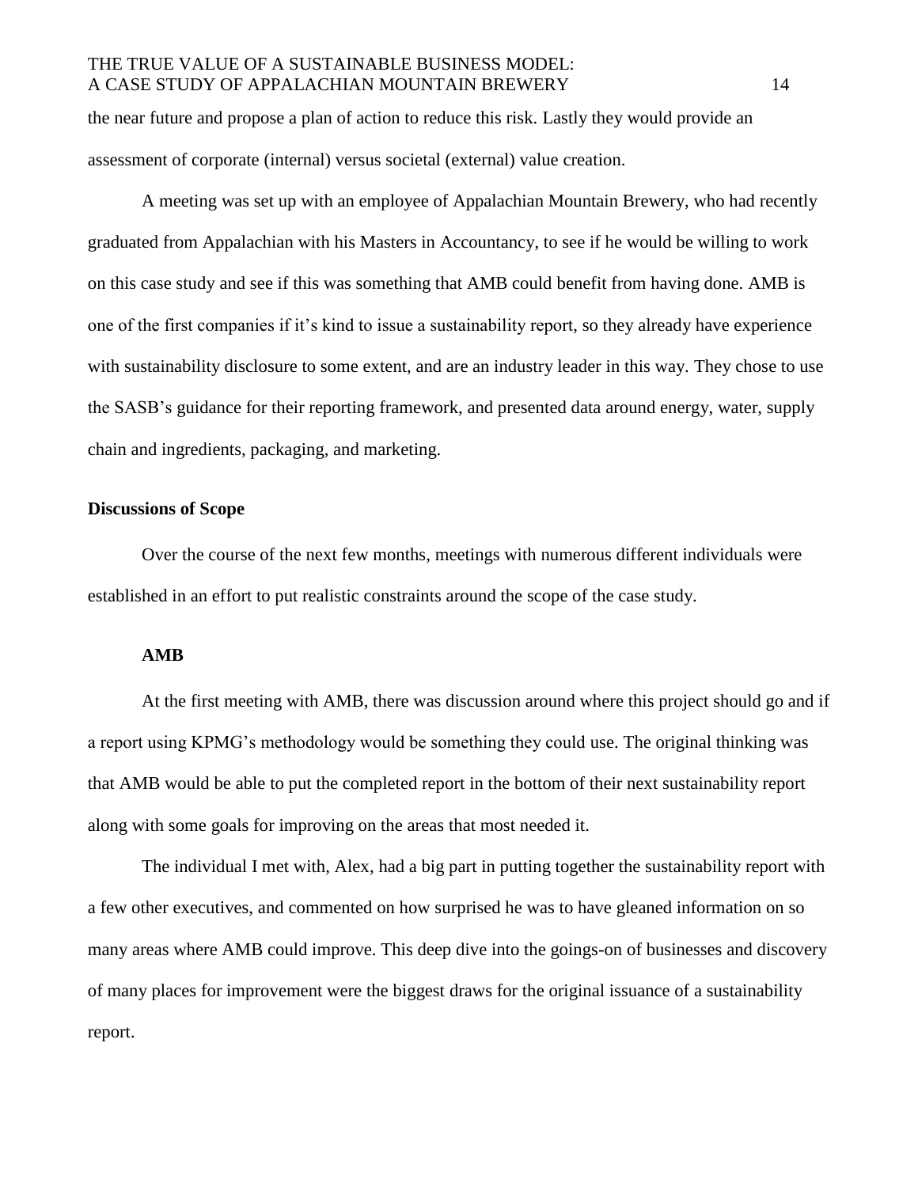the near future and propose a plan of action to reduce this risk. Lastly they would provide an assessment of corporate (internal) versus societal (external) value creation.

A meeting was set up with an employee of Appalachian Mountain Brewery, who had recently graduated from Appalachian with his Masters in Accountancy, to see if he would be willing to work on this case study and see if this was something that AMB could benefit from having done. AMB is one of the first companies if it's kind to issue a sustainability report, so they already have experience with sustainability disclosure to some extent, and are an industry leader in this way. They chose to use the SASB's guidance for their reporting framework, and presented data around energy, water, supply chain and ingredients, packaging, and marketing.

## Discussions of Scope

Over the course of the next few months, meetings with numerous different individuals were established in an effort to put realistic constraints around the scope of the case study.

### AMB

At the first meeting with AMB, there was discussion around where this project should go and if a report using KPMG's methodology would be something they could use. The original thinking was that AMB would be able to put the completed report in the bottom of their next sustainability report along with some goals for improving on the areas that most needed it.

The individual I met with, Alex, had a big part in putting together the sustainability report with a few other executives, and commented on how surprised he was to have gleaned information on so many areas where AMB could improve. This deep dive into the goings-on of businesses and discovery of many places for improvement were the biggest draws for the original issuance of a sustainability report.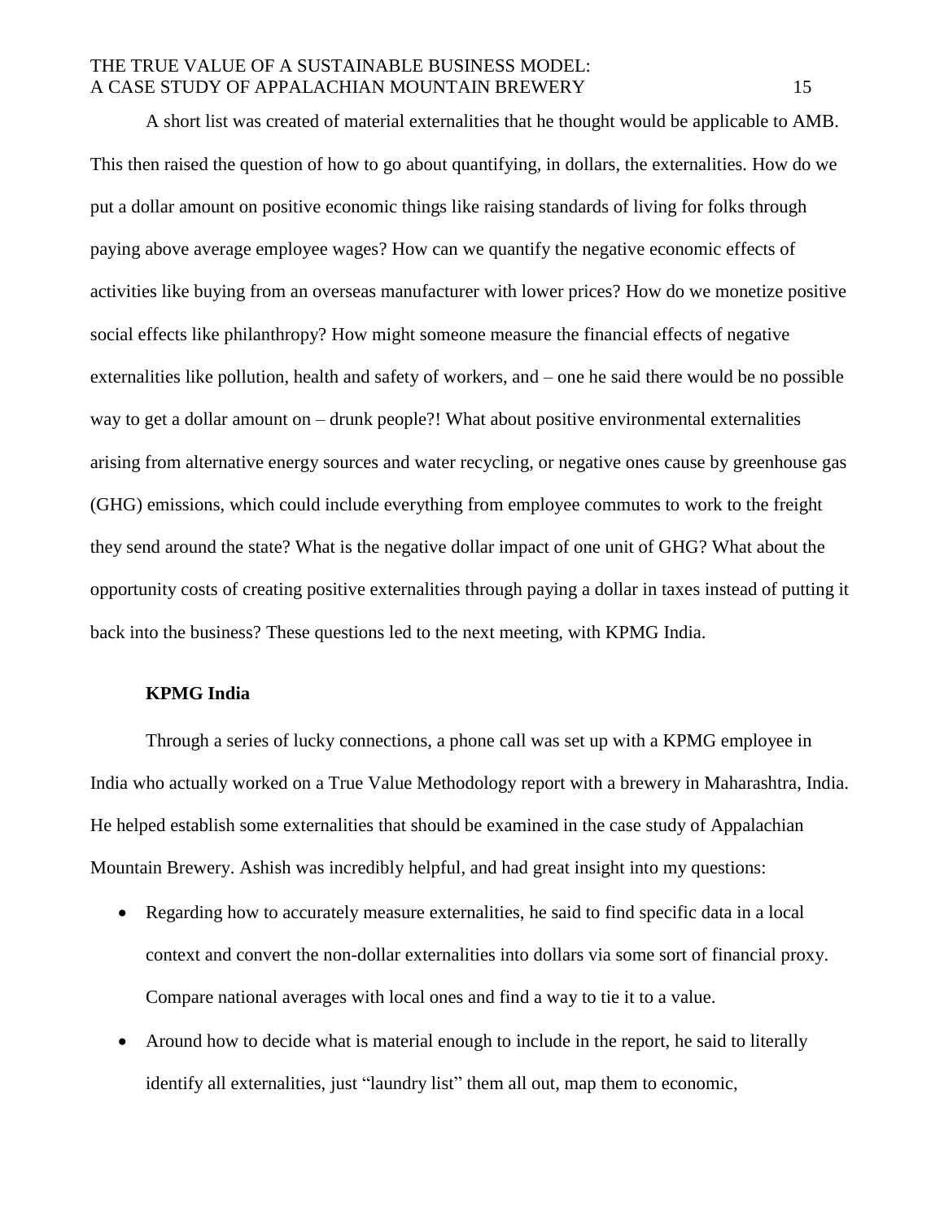A short list was created of material externalities that he thought would be applicable to AMB. This then raised the question of how to go about quantifying, in dollars, the externalities. How do we put a dollar amount on positive economic things like raising standards of living for folks through paying above average employee wages? How can we quantify the negative economic effects of activities like buying from an overseas manufacturer with lower prices? How do we monetize positive social effects like philanthropy? How might someone measure the financial effects of negative externalities like pollution, health and safety of workers, and – one he said there would be no possible way to get a dollar amount on – drunk people?! What about positive environmental externalities arising from alternative energy sources and water recycling, or negative ones cause by greenhouse gas (GHG) emissions, which could include everything from employee commutes to work to the freight they send around the state? What is the negative dollar impact of one unit of GHG? What about the opportunity costs of creating positive externalities through paying a dollar in taxes instead of putting it back into the business? These questions led to the next meeting, with KPMG India.

## KPMG India

Through a series of lucky connections, a phone call was set up with a KPMG employee in India who actually worked on a True Value Methodology report with a brewery in Maharashtra, India. He helped establish some externalities that should be examined in the case study of Appalachian Mountain Brewery. Ashish was incredibly helpful, and had great insight into my questions:

- Regarding how to accurately measure externalities, he said to find specific data in a local context and convert the non-dollar externalities into dollars via some sort of financial proxy. Compare national averages with local ones and find a way to tie it to a value.
- Around how to decide what is material enough to include in the report, he said to literally identify all externalities, just "laundry list" them all out, map them to economic,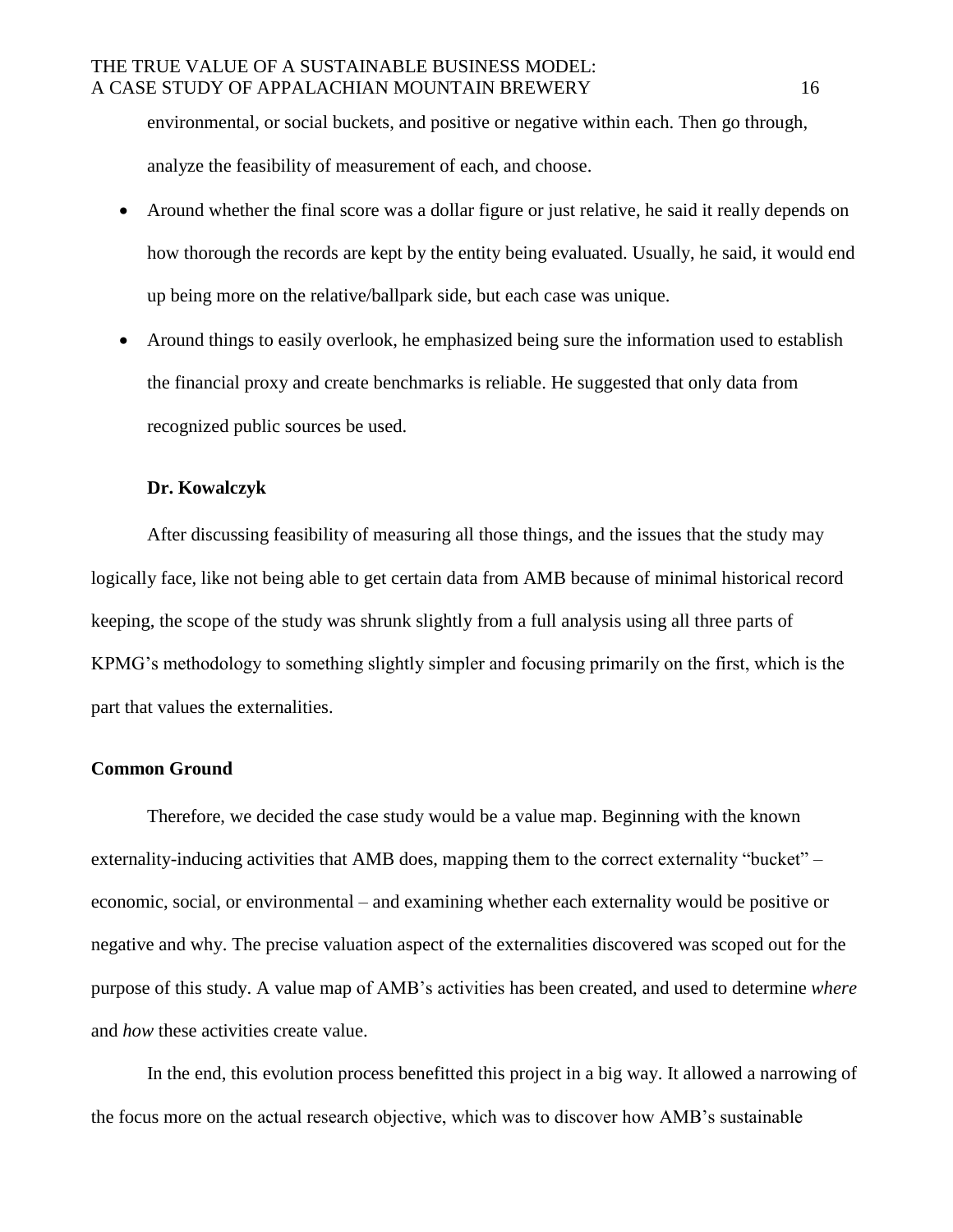environmental, or social buckets, and positive or negative within each. Then go through, analyze the feasibility of measurement of each, and choose.

- Around whether the final score was a dollar figure or just relative, he said it really depends on how thorough the records are kept by the entity being evaluated. Usually, he said, it would end up being more on the relative/ballpark side, but each case was unique.
- Around things to easily overlook, he emphasized being sure the information used to establish the financial proxy and create benchmarks is reliable. He suggested that only data from recognized public sources be used.

### Dr. Kowalczyk

After discussing feasibility of measuring all those things, and the issues that the study may logically face, like not being able to get certain data from AMB because of minimal historical record keeping, the scope of the study was shrunk slightly from a full analysis using all three parts of KPMG's methodology to something slightly simpler and focusing primarily on the first, which is the part that values the externalities.

## Common Ground

Therefore, we decided the case study would be a value map. Beginning with the known externality-inducing activities that AMB does, mapping them to the correct externality "bucket" – economic, social, or environmental – and examining whether each externality would be positive or negative and why. The precise valuation aspect of the externalities discovered was scoped out for the purpose of this study. A value map of AMB's activities has been created, and used to determine *where* and *how* these activities create value.

In the end, this evolution process benefitted this project in a big way. It allowed a narrowing of the focus more on the actual research objective, which was to discover how AMB's sustainable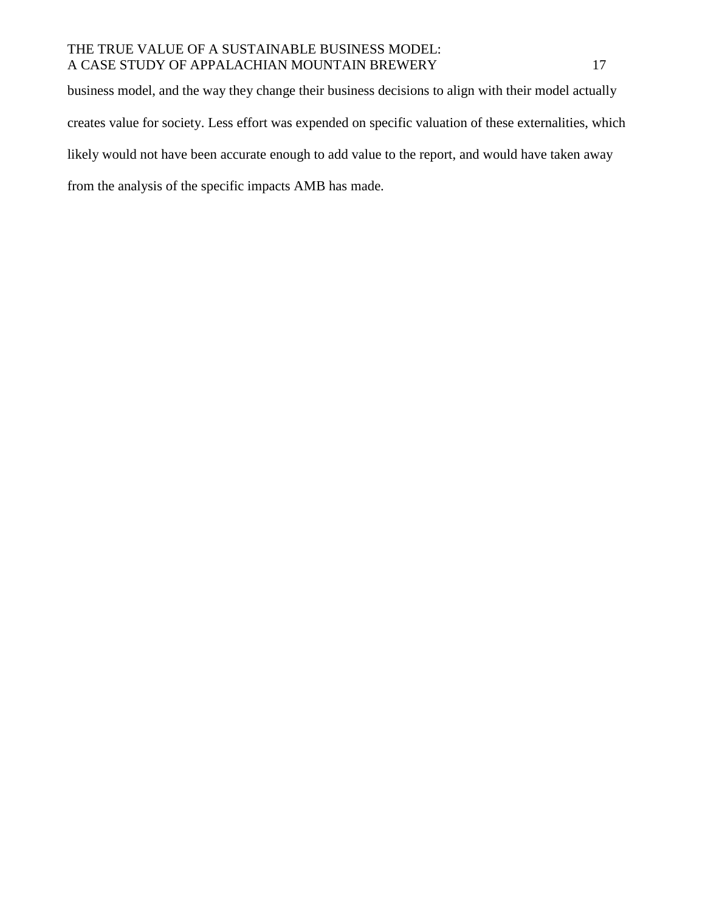business model, and the way they change their business decisions to align with their model actually creates value for society. Less effort was expended on specific valuation of these externalities, which likely would not have been accurate enough to add value to the report, and would have taken away from the analysis of the specific impacts AMB has made.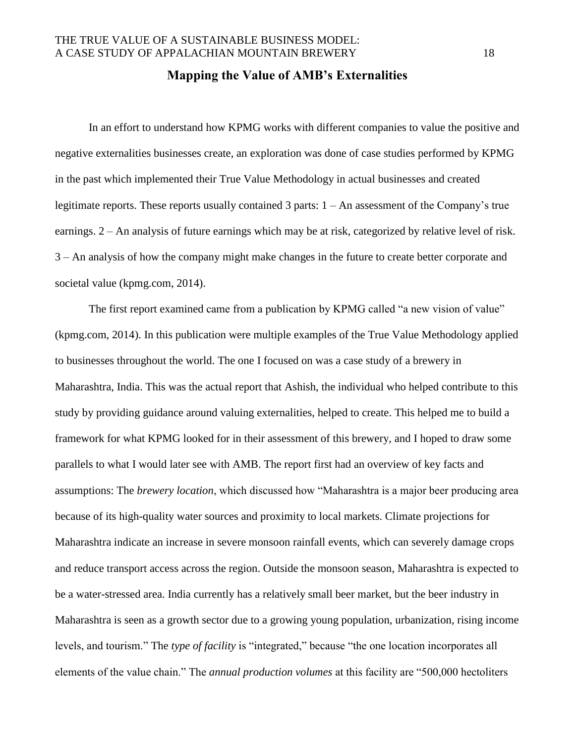## Mapping the Value of AMB's Externalities

In an effort to understand how KPMG works with different companies to value the positive and negative externalities businesses create, an exploration was done of case studies performed by KPMG in the past which implemented their True Value Methodology in actual businesses and created legitimate reports. These reports usually contained 3 parts: 1 – An assessment of the Company's true earnings. 2 – An analysis of future earnings which may be at risk, categorized by relative level of risk. 3 – An analysis of how the company might make changes in the future to create better corporate and societal value (kpmg.com, 2014).

The first report examined came from a publication by KPMG called "a new vision of value" (kpmg.com, 2014). In this publication were multiple examples of the True Value Methodology applied to businesses throughout the world. The one I focused on was a case study of a brewery in Maharashtra, India. This was the actual report that Ashish, the individual who helped contribute to this study by providing guidance around valuing externalities, helped to create. This helped me to build a framework for what KPMG looked for in their assessment of this brewery, and I hoped to draw some parallels to what I would later see with AMB. The report first had an overview of key facts and assumptions: The *brewery location*, which discussed how "Maharashtra is a major beer producing area because of its high-quality water sources and proximity to local markets. Climate projections for Maharashtra indicate an increase in severe monsoon rainfall events, which can severely damage crops and reduce transport access across the region. Outside the monsoon season, Maharashtra is expected to be a water-stressed area. India currently has a relatively small beer market, but the beer industry in Maharashtra is seen as a growth sector due to a growing young population, urbanization, rising income levels, and tourism." The *type of facility* is "integrated," because "the one location incorporates all elements of the value chain." The *annual production volumes* at this facility are "500,000 hectoliters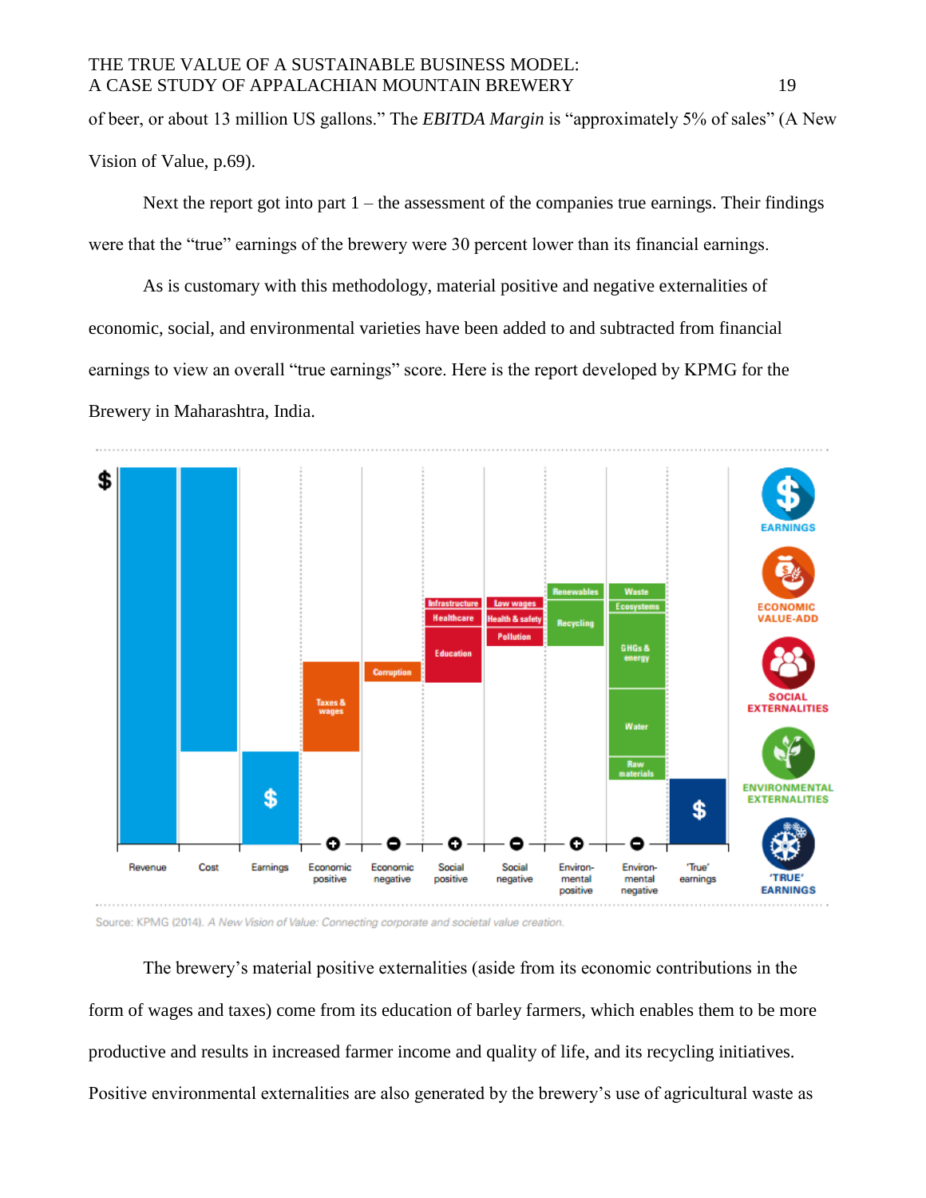of beer, or about 13 million US gallons." The *EBITDA Margin* is "approximately 5% of sales" (A New Vision of Value, p.69).

Next the report got into part 1 – the assessment of the companies true earnings. Their findings were that the "true" earnings of the brewery were 30 percent lower than its financial earnings.

As is customary with this methodology, material positive and negative externalities of economic, social, and environmental varieties have been added to and subtracted from financial earnings to view an overall "true earnings" score. Here is the report developed by KPMG for the Brewery in Maharashtra, India.

Source: KPMG (2014). *A New Vision of Value: Connecting corporate and societal value creation.*

The brewery's material positive externalities (aside from its economic contributions in the form of wages and taxes) come from its education of barley farmers, which enables them to be more productive and results in increased farmer income and quality of life, and its recycling initiatives. Positive environmental externalities are also generated by the brewery's use of agricultural waste as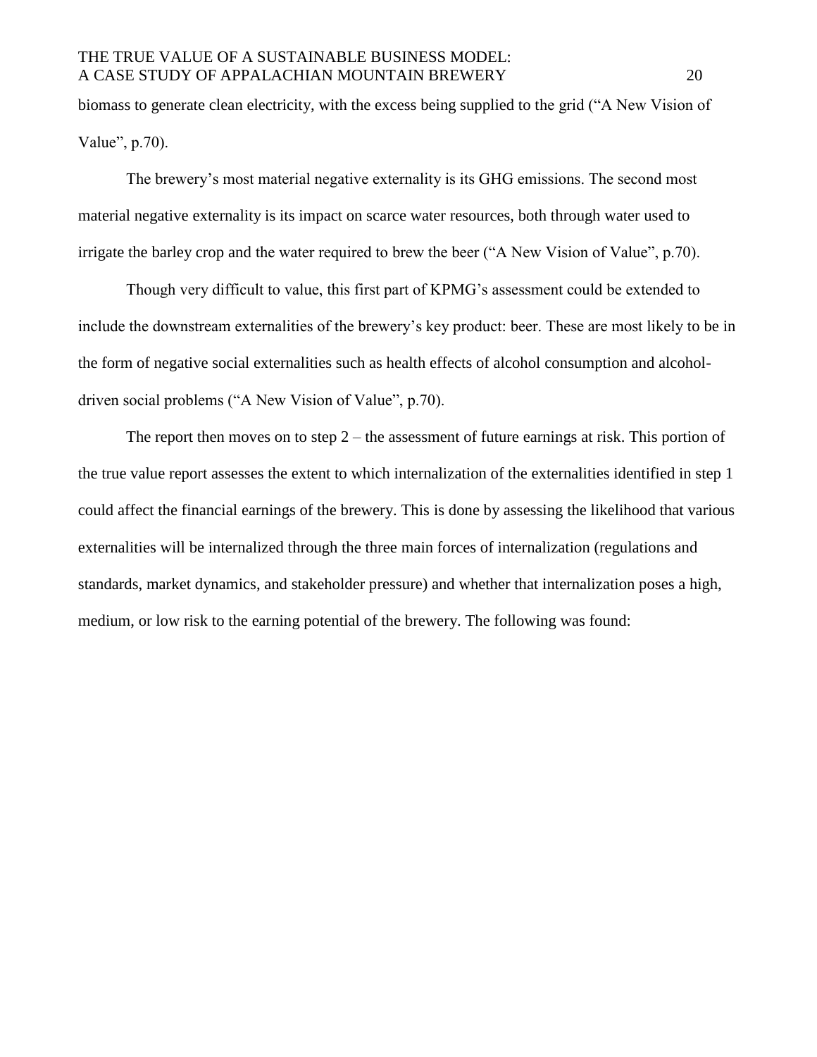biomass to generate clean electricity, with the excess being supplied to the grid ("A New Vision of Value", p.70).

The brewery's most material negative externality is its GHG emissions. The second most material negative externality is its impact on scarce water resources, both through water used to irrigate the barley crop and the water required to brew the beer ("A New Vision of Value", p.70).

Though very difficult to value, this first part of KPMG's assessment could be extended to include the downstream externalities of the brewery's key product: beer. These are most likely to be in the form of negative social externalities such as health effects of alcohol consumption and alcohol-driven social problems ("A New Vision of Value", p.70).

The report then moves on to step 2 – the assessment of future earnings at risk. This portion of the true value report assesses the extent to which internalization of the externalities identified in step 1 could affect the financial earnings of the brewery. This is done by assessing the likelihood that various externalities will be internalized through the three main forces of internalization (regulations and standards, market dynamics, and stakeholder pressure) and whether that internalization poses a high, medium, or low risk to the earning potential of the brewery. The following was found: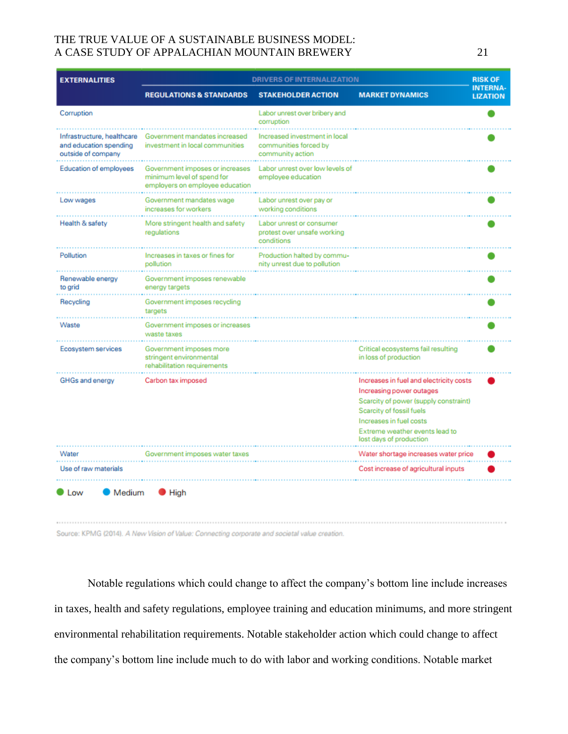| EXTERNALITIES | DRIVERS OF INTERNALIZATION | | | RISK OF INTERNALIZATION |
|---|---|---|---|---|
| | REGULATIONS & STANDARDS | STAKEHOLDER ACTION | MARKET DYNAMICS | |
| Corruption | | Labor unrest over bribery and corruption | | Low |
| Infrastructure, healthcare and education spending outside of company | Government mandates increased investment in local communities | Increased investment in local communities forced by community action | | Low |
| Education of employees | Government imposes or increases minimum level of spend for employers on employee education | Labor unrest over low levels of employee education | | Low |
| Low wages | Government mandates wage increases for workers | Labor unrest over pay or working conditions | | Low |
| Health & safety | More stringent health and safety regulations | Labor unrest or consumer protest over unsafe working conditions | | Low |
| Pollution | Increases in taxes or fines for pollution | Production halted by community unrest due to pollution | | Low |
| Renewable energy to grid | Government imposes renewable energy targets | | | Low |
| Recycling | Government imposes recycling targets | | | Low |
| Waste | Government imposes or increases waste taxes | | | Low |
| Ecosystem services | Government imposes more stringent environmental rehabilitation requirements | | Critical ecosystems fail resulting in loss of production | Low |
| GHGs and energy | Carbon tax imposed | | Increases in fuel and electricity costs<br>Increasing power outages<br>Scarcity of power (supply constraint)<br>Scarcity of fossil fuels<br>Increases in fuel costs<br>Extreme weather events lead to lost days of production | High |
| Water | Government imposes water taxes | | Water shortage increases water price | High |
| Use of raw materials | | | Cost increase of agricultural inputs | High |

Low Medium High

Source: KPMG (2014). *A New Vision of Value: Connecting corporate and societal value creation.*

Notable regulations which could change to affect the company's bottom line include increases in taxes, health and safety regulations, employee training and education minimums, and more stringent environmental rehabilitation requirements. Notable stakeholder action which could change to affect the company's bottom line include much to do with labor and working conditions. Notable market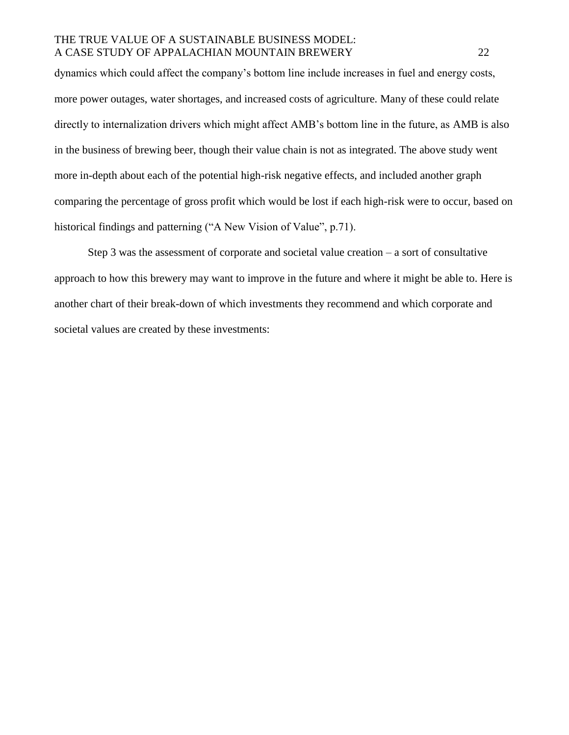dynamics which could affect the company's bottom line include increases in fuel and energy costs, more power outages, water shortages, and increased costs of agriculture. Many of these could relate directly to internalization drivers which might affect AMB's bottom line in the future, as AMB is also in the business of brewing beer, though their value chain is not as integrated. The above study went more in-depth about each of the potential high-risk negative effects, and included another graph comparing the percentage of gross profit which would be lost if each high-risk were to occur, based on historical findings and patterning ("A New Vision of Value", p.71).

Step 3 was the assessment of corporate and societal value creation – a sort of consultative approach to how this brewery may want to improve in the future and where it might be able to. Here is another chart of their break-down of which investments they recommend and which corporate and societal values are created by these investments: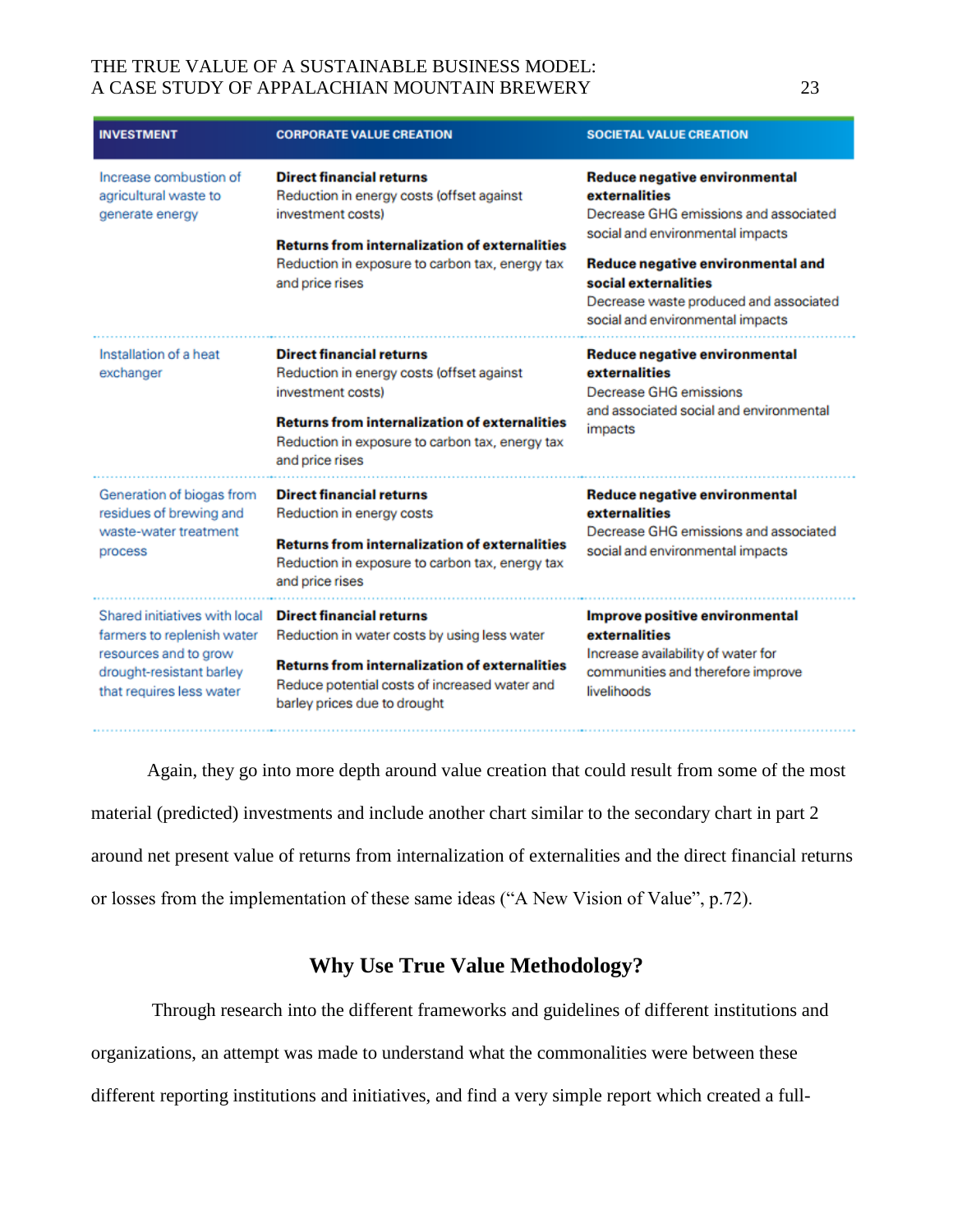| INVESTMENT | CORPORATE VALUE CREATION | SOCIETAL VALUE CREATION |
|---|---|---|
| Increase combustion of agricultural waste to generate energy | **Direct financial returns**<br>Reduction in energy costs (offset against investment costs)<br>**Returns from internalization of externalities**<br>Reduction in exposure to carbon tax, energy tax and price rises | **Reduce negative environmental externalities**<br>Decrease GHG emissions and associated social and environmental impacts<br>**Reduce negative environmental and social externalities**<br>Decrease waste produced and associated social and environmental impacts |
| Installation of a heat exchanger | **Direct financial returns**<br>Reduction in energy costs (offset against investment costs)<br>**Returns from internalization of externalities**<br>Reduction in exposure to carbon tax, energy tax and price rises | **Reduce negative environmental externalities**<br>Decrease GHG emissions and associated social and environmental impacts |
| Generation of biogas from residues of brewing and waste-water treatment process | **Direct financial returns**<br>Reduction in energy costs<br>**Returns from internalization of externalities**<br>Reduction in exposure to carbon tax, energy tax and price rises | **Reduce negative environmental externalities**<br>Decrease GHG emissions and associated social and environmental impacts |
| Shared initiatives with local farmers to replenish water resources and to grow drought-resistant barley that requires less water | **Direct financial returns**<br>Reduction in water costs by using less water<br>**Returns from internalization of externalities**<br>Reduce potential costs of increased water and barley prices due to drought | **Improve positive environmental externalities**<br>Increase availability of water for communities and therefore improve livelihoods |

Again, they go into more depth around value creation that could result from some of the most material (predicted) investments and include another chart similar to the secondary chart in part 2 around net present value of returns from internalization of externalities and the direct financial returns or losses from the implementation of these same ideas ("A New Vision of Value", p.72).

## Why Use True Value Methodology?

Through research into the different frameworks and guidelines of different institutions and organizations, an attempt was made to understand what the commonalities were between these different reporting institutions and initiatives, and find a very simple report which created a full-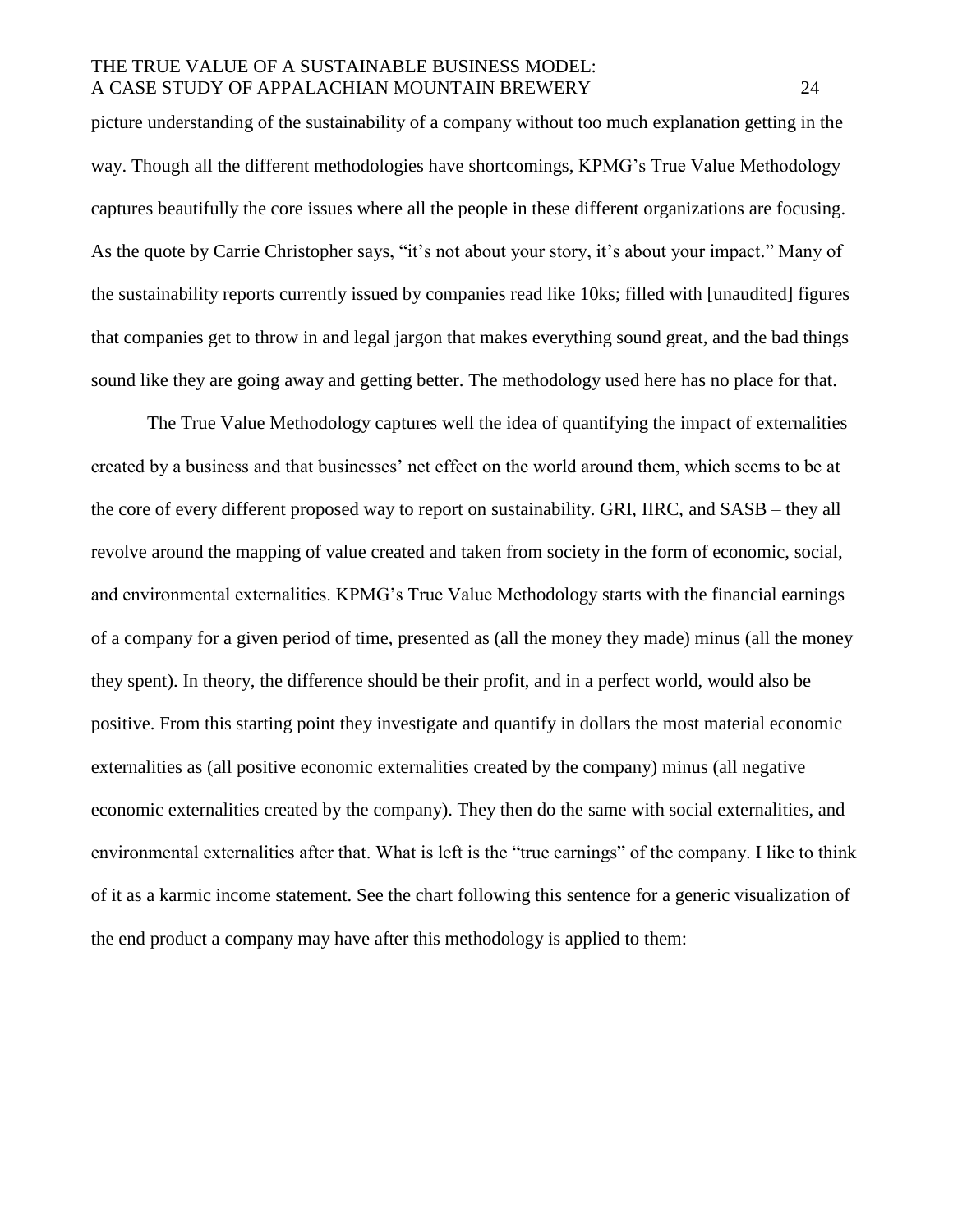picture understanding of the sustainability of a company without too much explanation getting in the way. Though all the different methodologies have shortcomings, KPMG's True Value Methodology captures beautifully the core issues where all the people in these different organizations are focusing. As the quote by Carrie Christopher says, "it's not about your story, it's about your impact." Many of the sustainability reports currently issued by companies read like 10ks; filled with [unaudited] figures that companies get to throw in and legal jargon that makes everything sound great, and the bad things sound like they are going away and getting better. The methodology used here has no place for that.

The True Value Methodology captures well the idea of quantifying the impact of externalities created by a business and that businesses' net effect on the world around them, which seems to be at the core of every different proposed way to report on sustainability. GRI, IIRC, and SASB – they all revolve around the mapping of value created and taken from society in the form of economic, social, and environmental externalities. KPMG's True Value Methodology starts with the financial earnings of a company for a given period of time, presented as (all the money they made) minus (all the money they spent). In theory, the difference should be their profit, and in a perfect world, would also be positive. From this starting point they investigate and quantify in dollars the most material economic externalities as (all positive economic externalities created by the company) minus (all negative economic externalities created by the company). They then do the same with social externalities, and environmental externalities after that. What is left is the "true earnings" of the company. I like to think of it as a karmic income statement. See the chart following this sentence for a generic visualization of the end product a company may have after this methodology is applied to them: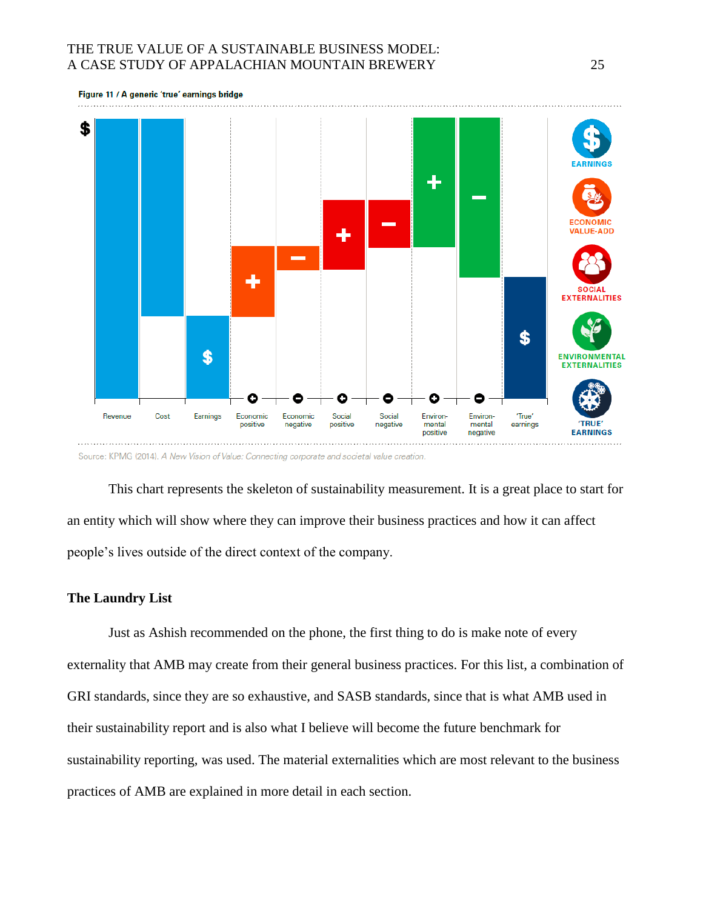Figure 11 / A generic 'true' earnings bridge

Source: KPMG (2014). *A New Vision of Value: Connecting corporate and societal value creation.*

This chart represents the skeleton of sustainability measurement. It is a great place to start for an entity which will show where they can improve their business practices and how it can affect people's lives outside of the direct context of the company.

## The Laundry List

Just as Ashish recommended on the phone, the first thing to do is make note of every externality that AMB may create from their general business practices. For this list, a combination of GRI standards, since they are so exhaustive, and SASB standards, since that is what AMB used in their sustainability report and is also what I believe will become the future benchmark for sustainability reporting, was used. The material externalities which are most relevant to the business practices of AMB are explained in more detail in each section.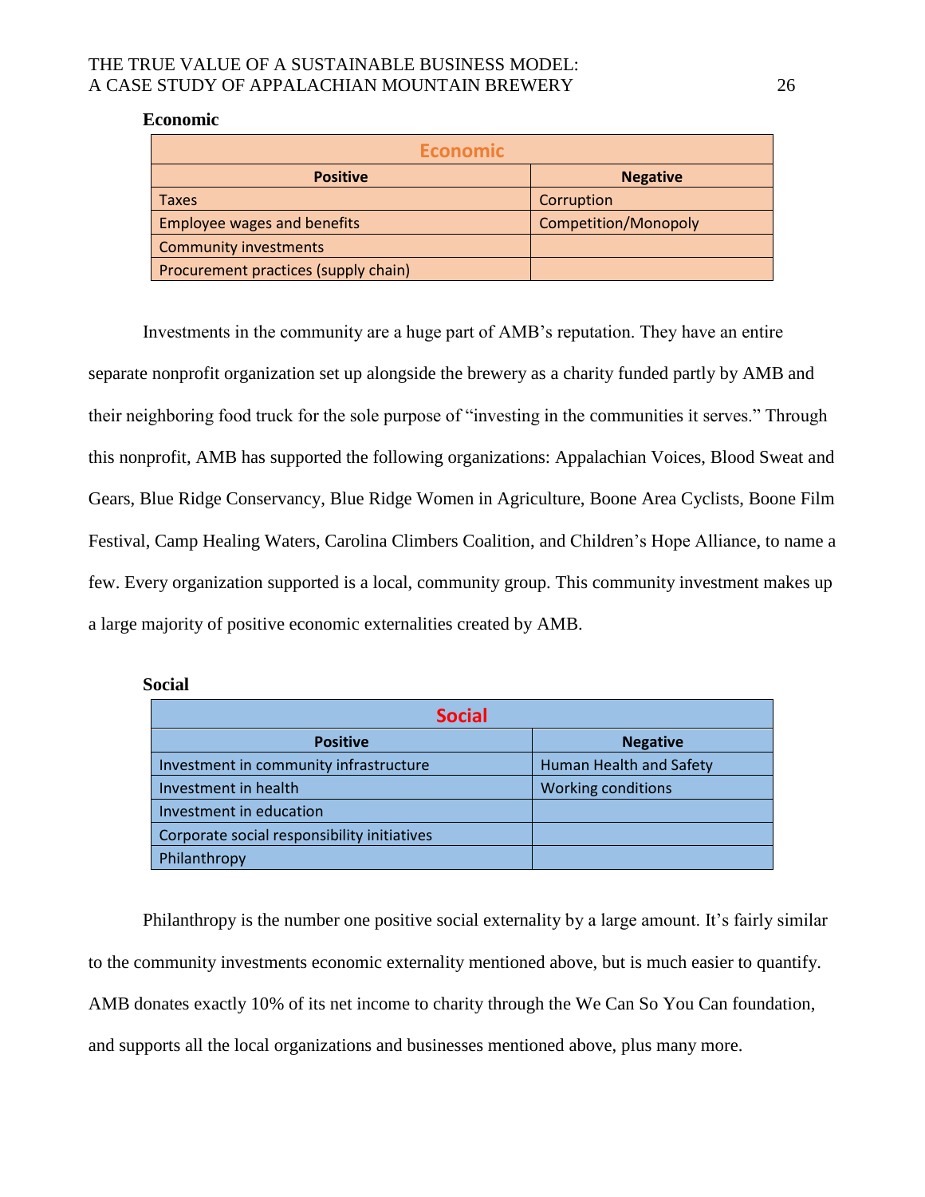### Economic

| Economic | |
|---|---|
| **Positive** | **Negative** |
| Taxes | Corruption |
| Employee wages and benefits | Competition/Monopoly |
| Community investments | |
| Procurement practices (supply chain) | |

Investments in the community are a huge part of AMB's reputation. They have an entire separate nonprofit organization set up alongside the brewery as a charity funded partly by AMB and their neighboring food truck for the sole purpose of "investing in the communities it serves." Through this nonprofit, AMB has supported the following organizations: Appalachian Voices, Blood Sweat and Gears, Blue Ridge Conservancy, Blue Ridge Women in Agriculture, Boone Area Cyclists, Boone Film Festival, Camp Healing Waters, Carolina Climbers Coalition, and Children's Hope Alliance, to name a few. Every organization supported is a local, community group. This community investment makes up a large majority of positive economic externalities created by AMB.

### Social

| Social | |
|---|---|
| **Positive** | **Negative** |
| Investment in community infrastructure | Human Health and Safety |
| Investment in health | Working conditions |
| Investment in education | |
| Corporate social responsibility initiatives | |
| Philanthropy | |

Philanthropy is the number one positive social externality by a large amount. It's fairly similar to the community investments economic externality mentioned above, but is much easier to quantify. AMB donates exactly 10% of its net income to charity through the We Can So You Can foundation, and supports all the local organizations and businesses mentioned above, plus many more.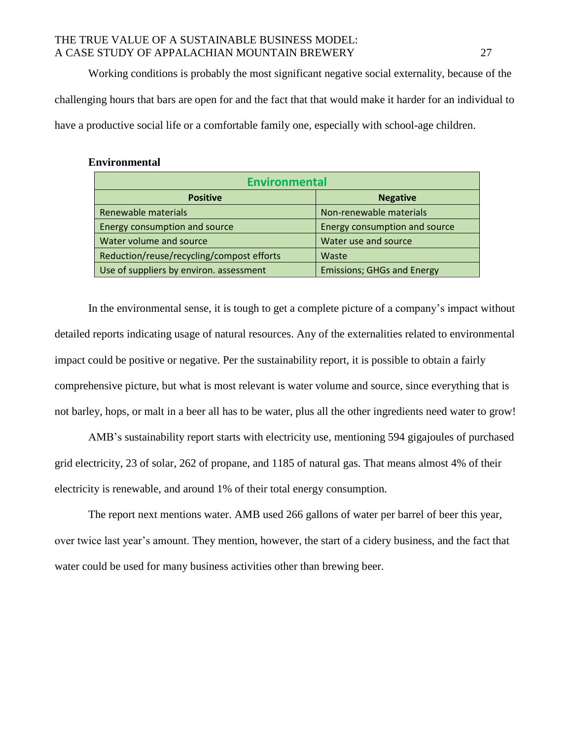Working conditions is probably the most significant negative social externality, because of the challenging hours that bars are open for and the fact that that would make it harder for an individual to have a productive social life or a comfortable family one, especially with school-age children.

### Environmental

| Environmental | |
|---|---|
| **Positive** | **Negative** |
| Renewable materials | Non-renewable materials |
| Energy consumption and source | Energy consumption and source |
| Water volume and source | Water use and source |
| Reduction/reuse/recycling/compost efforts | Waste |
| Use of suppliers by environ. assessment | Emissions; GHGs and Energy |

In the environmental sense, it is tough to get a complete picture of a company's impact without detailed reports indicating usage of natural resources. Any of the externalities related to environmental impact could be positive or negative. Per the sustainability report, it is possible to obtain a fairly comprehensive picture, but what is most relevant is water volume and source, since everything that is not barley, hops, or malt in a beer all has to be water, plus all the other ingredients need water to grow!

AMB's sustainability report starts with electricity use, mentioning 594 gigajoules of purchased grid electricity, 23 of solar, 262 of propane, and 1185 of natural gas. That means almost 4% of their electricity is renewable, and around 1% of their total energy consumption.

The report next mentions water. AMB used 266 gallons of water per barrel of beer this year, over twice last year's amount. They mention, however, the start of a cidery business, and the fact that water could be used for many business activities other than brewing beer.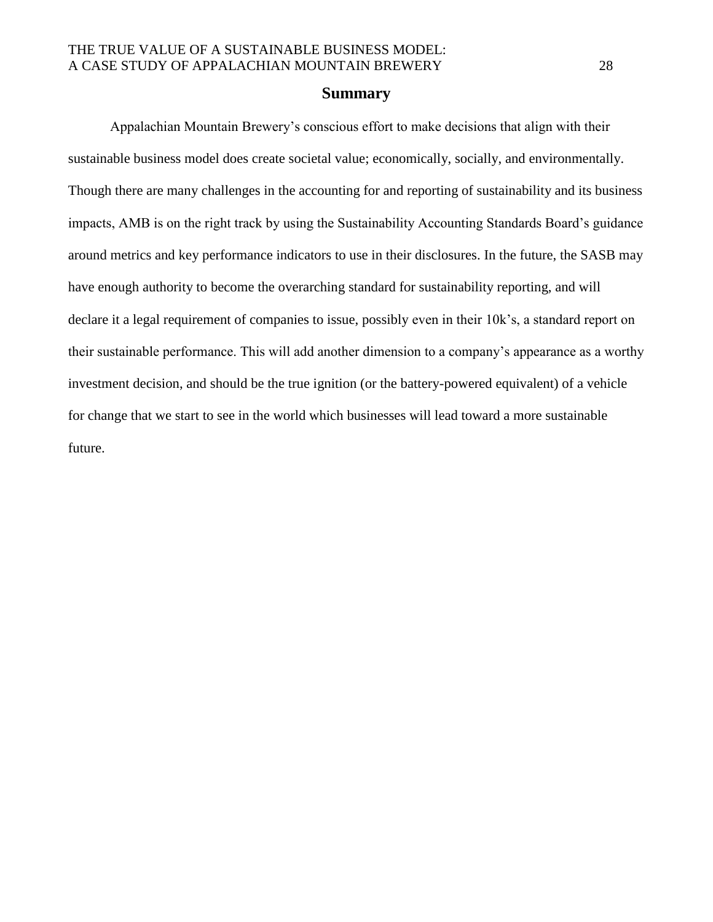## Summary

Appalachian Mountain Brewery's conscious effort to make decisions that align with their sustainable business model does create societal value; economically, socially, and environmentally. Though there are many challenges in the accounting for and reporting of sustainability and its business impacts, AMB is on the right track by using the Sustainability Accounting Standards Board's guidance around metrics and key performance indicators to use in their disclosures. In the future, the SASB may have enough authority to become the overarching standard for sustainability reporting, and will declare it a legal requirement of companies to issue, possibly even in their 10k's, a standard report on their sustainable performance. This will add another dimension to a company's appearance as a worthy investment decision, and should be the true ignition (or the battery-powered equivalent) of a vehicle for change that we start to see in the world which businesses will lead toward a more sustainable future.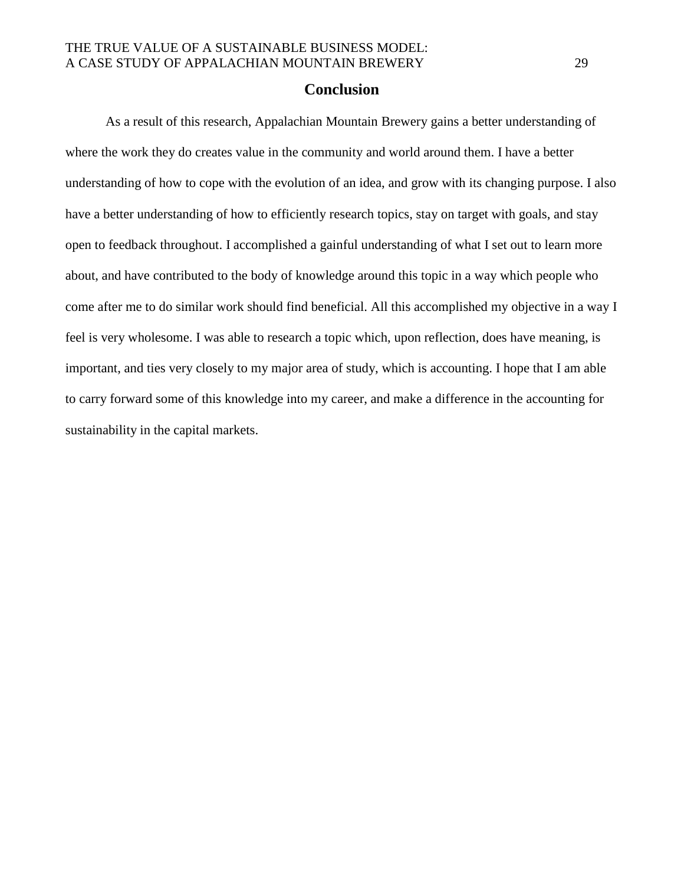## Conclusion

As a result of this research, Appalachian Mountain Brewery gains a better understanding of where the work they do creates value in the community and world around them. I have a better understanding of how to cope with the evolution of an idea, and grow with its changing purpose. I also have a better understanding of how to efficiently research topics, stay on target with goals, and stay open to feedback throughout. I accomplished a gainful understanding of what I set out to learn more about, and have contributed to the body of knowledge around this topic in a way which people who come after me to do similar work should find beneficial. All this accomplished my objective in a way I feel is very wholesome. I was able to research a topic which, upon reflection, does have meaning, is important, and ties very closely to my major area of study, which is accounting. I hope that I am able to carry forward some of this knowledge into my career, and make a difference in the accounting for sustainability in the capital markets.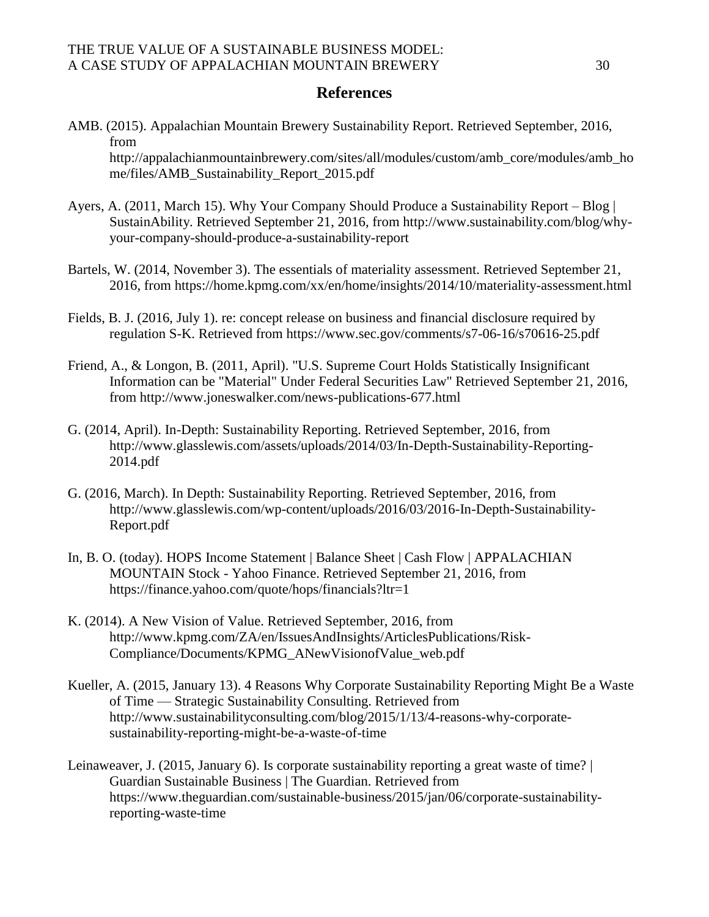# References

AMB. (2015). Appalachian Mountain Brewery Sustainability Report. Retrieved September, 2016, from http://appalachianmountainbrewery.com/sites/all/modules/custom/amb_core/modules/amb_home/files/AMB_Sustainability_Report_2015.pdf

Ayers, A. (2011, March 15). Why Your Company Should Produce a Sustainability Report – Blog | SustainAbility. Retrieved September 21, 2016, from http://www.sustainability.com/blog/why-your-company-should-produce-a-sustainability-report

Bartels, W. (2014, November 3). The essentials of materiality assessment. Retrieved September 21, 2016, from https://home.kpmg.com/xx/en/home/insights/2014/10/materiality-assessment.html

Fields, B. J. (2016, July 1). re: concept release on business and financial disclosure required by regulation S-K. Retrieved from https://www.sec.gov/comments/s7-06-16/s70616-25.pdf

Friend, A., & Longon, B. (2011, April). "U.S. Supreme Court Holds Statistically Insignificant Information can be "Material" Under Federal Securities Law" Retrieved September 21, 2016, from http://www.joneswalker.com/news-publications-677.html

G. (2014, April). In-Depth: Sustainability Reporting. Retrieved September, 2016, from http://www.glasslewis.com/assets/uploads/2014/03/In-Depth-Sustainability-Reporting-2014.pdf

G. (2016, March). In Depth: Sustainability Reporting. Retrieved September, 2016, from http://www.glasslewis.com/wp-content/uploads/2016/03/2016-In-Depth-Sustainability-Report.pdf

In, B. O. (today). HOPS Income Statement | Balance Sheet | Cash Flow | APPALACHIAN MOUNTAIN Stock - Yahoo Finance. Retrieved September 21, 2016, from https://finance.yahoo.com/quote/hops/financials?ltr=1

K. (2014). A New Vision of Value. Retrieved September, 2016, from http://www.kpmg.com/ZA/en/IssuesAndInsights/ArticlesPublications/Risk-Compliance/Documents/KPMG_ANewVisionofValue_web.pdf

Kueller, A. (2015, January 13). 4 Reasons Why Corporate Sustainability Reporting Might Be a Waste of Time — Strategic Sustainability Consulting. Retrieved from http://www.sustainabilityconsulting.com/blog/2015/1/13/4-reasons-why-corporate-sustainability-reporting-might-be-a-waste-of-time

Leinaweaver, J. (2015, January 6). Is corporate sustainability reporting a great waste of time? | Guardian Sustainable Business | The Guardian. Retrieved from https://www.theguardian.com/sustainable-business/2015/jan/06/corporate-sustainability-reporting-waste-time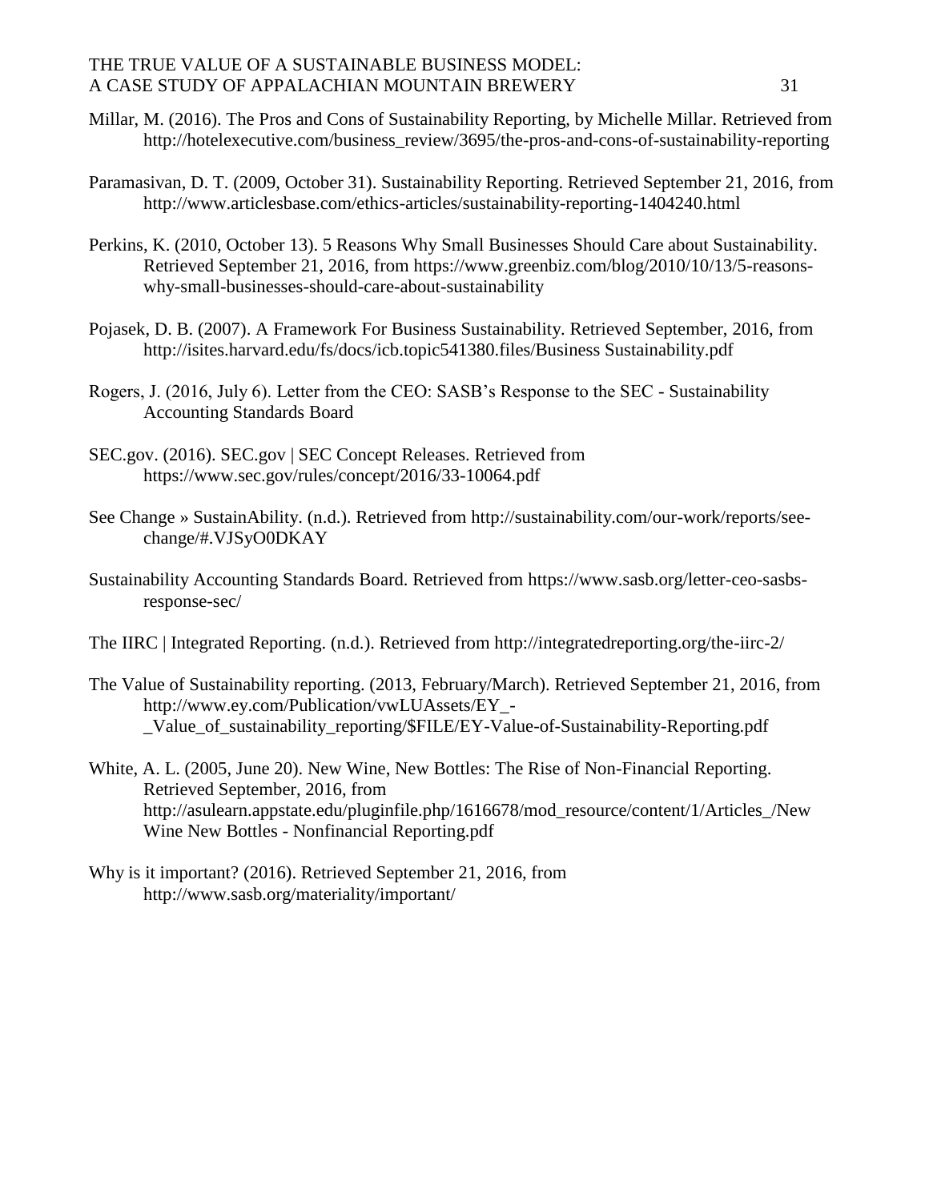Millar, M. (2016). The Pros and Cons of Sustainability Reporting, by Michelle Millar. Retrieved from http://hotelexecutive.com/business_review/3695/the-pros-and-cons-of-sustainability-reporting

Paramasivan, D. T. (2009, October 31). Sustainability Reporting. Retrieved September 21, 2016, from http://www.articlesbase.com/ethics-articles/sustainability-reporting-1404240.html

Perkins, K. (2010, October 13). 5 Reasons Why Small Businesses Should Care about Sustainability. Retrieved September 21, 2016, from https://www.greenbiz.com/blog/2010/10/13/5-reasons-why-small-businesses-should-care-about-sustainability

Pojasek, D. B. (2007). A Framework For Business Sustainability. Retrieved September, 2016, from http://isites.harvard.edu/fs/docs/icb.topic541380.files/Business Sustainability.pdf

Rogers, J. (2016, July 6). Letter from the CEO: SASB's Response to the SEC - Sustainability Accounting Standards Board

SEC.gov. (2016). SEC.gov | SEC Concept Releases. Retrieved from https://www.sec.gov/rules/concept/2016/33-10064.pdf

See Change » SustainAbility. (n.d.). Retrieved from http://sustainability.com/our-work/reports/see-change/#.VJSyO0DKAY

Sustainability Accounting Standards Board. Retrieved from https://www.sasb.org/letter-ceo-sasbs-response-sec/

The IIRC | Integrated Reporting. (n.d.). Retrieved from http://integratedreporting.org/the-iirc-2/

The Value of Sustainability reporting. (2013, February/March). Retrieved September 21, 2016, from http://www.ey.com/Publication/vwLUAssets/EY_-_Value_of_sustainability_reporting/$FILE/EY-Value-of-Sustainability-Reporting.pdf

White, A. L. (2005, June 20). New Wine, New Bottles: The Rise of Non-Financial Reporting. Retrieved September, 2016, from http://asulearn.appstate.edu/pluginfile.php/1616678/mod_resource/content/1/Articles_/New Wine New Bottles - Nonfinancial Reporting.pdf

Why is it important? (2016). Retrieved September 21, 2016, from http://www.sasb.org/materiality/important/